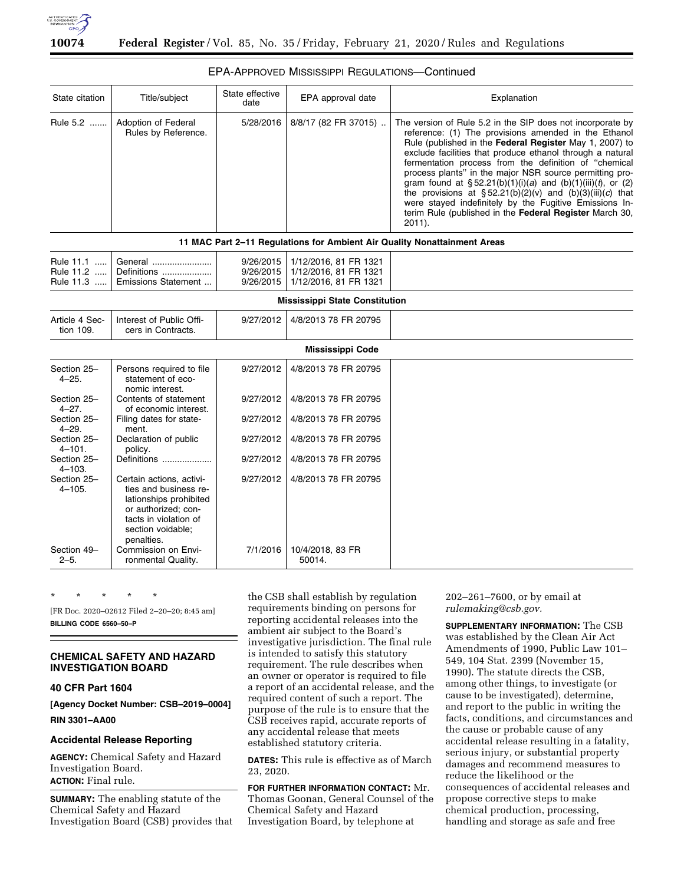EPA-APPROVED MISSISSIPPI REGULATIONS—Continued

| State citation | Title/subject | State effective date | EPA approval date | Explanation |
|---|---|---|---|---|
| Rule 5.2 | Adoption of Federal Rules by Reference. | 5/28/2016 | 8/8/17 (82 FR 37015) | The version of Rule 5.2 in the SIP does not incorporate by reference: (1) The provisions amended in the Ethanol Rule (published in the **Federal Register** May 1, 2007) to exclude facilities that produce ethanol through a natural fermentation process from the definition of "chemical process plants" in the major NSR source permitting program found at § 52.21(b)(1)(i)(*a*) and (b)(1)(iii)(*t*), or (2) the provisions at § 52.21(b)(2)(v) and (b)(3)(iii)(*c*) that were stayed indefinitely by the Fugitive Emissions Interim Rule (published in the **Federal Register** March 30, 2011). |
| **11 MAC Part 2–11 Regulations for Ambient Air Quality Nonattainment Areas** | | | | |
| Rule 11.1 | General | 9/26/2015 | 1/12/2016, 81 FR 1321 | |
| Rule 11.2 | Definitions | 9/26/2015 | 1/12/2016, 81 FR 1321 | |
| Rule 11.3 | Emissions Statement | 9/26/2015 | 1/12/2016, 81 FR 1321 | |
| **Mississippi State Constitution** | | | | |
| Article 4 Section 109. | Interest of Public Officers in Contracts. | 9/27/2012 | 4/8/2013 78 FR 20795 | |
| **Mississippi Code** | | | | |
| Section 25–4–25. | Persons required to file statement of economic interest. | 9/27/2012 | 4/8/2013 78 FR 20795 | |
| Section 25–4–27. | Contents of statement of economic interest. | 9/27/2012 | 4/8/2013 78 FR 20795 | |
| Section 25–4–29. | Filing dates for statement. | 9/27/2012 | 4/8/2013 78 FR 20795 | |
| Section 25–4–101. | Declaration of public policy. | 9/27/2012 | 4/8/2013 78 FR 20795 | |
| Section 25–4–103. | Definitions | 9/27/2012 | 4/8/2013 78 FR 20795 | |
| Section 25–4–105. | Certain actions, activities and business relationships prohibited or authorized; contacts in violation of section voidable; penalties. | 9/27/2012 | 4/8/2013 78 FR 20795 | |
| Section 49–2–5. | Commission on Environmental Quality. | 7/1/2016 | 10/4/2018, 83 FR 50014. | |

\* \* \* \* \*

[FR Doc. 2020–02612 Filed 2–20–20; 8:45 am]

**BILLING CODE 6560–50–P**

## CHEMICAL SAFETY AND HAZARD INVESTIGATION BOARD

### 40 CFR Part 1604

**[Agency Docket Number: CSB–2019–0004]**

**RIN 3301–AA00**

### Accidental Release Reporting

**AGENCY:** Chemical Safety and Hazard Investigation Board.

**ACTION:** Final rule.

**SUMMARY:** The enabling statute of the Chemical Safety and Hazard Investigation Board (CSB) provides that the CSB shall establish by regulation requirements binding on persons for reporting accidental releases into the ambient air subject to the Board's investigative jurisdiction. The final rule is intended to satisfy this statutory requirement. The rule describes when an owner or operator is required to file a report of an accidental release, and the required content of such a report. The purpose of the rule is to ensure that the CSB receives rapid, accurate reports of any accidental release that meets established statutory criteria.

**DATES:** This rule is effective as of March 23, 2020.

**FOR FURTHER INFORMATION CONTACT:** Mr. Thomas Goonan, General Counsel of the Chemical Safety and Hazard Investigation Board, by telephone at 202–261–7600, or by email at *rulemaking@csb.gov*.

**SUPPLEMENTARY INFORMATION:** The CSB was established by the Clean Air Act Amendments of 1990, Public Law 101–549, 104 Stat. 2399 (November 15, 1990). The statute directs the CSB, among other things, to investigate (or cause to be investigated), determine, and report to the public in writing the facts, conditions, and circumstances and the cause or probable cause of any accidental release resulting in a fatality, serious injury, or substantial property damages and recommend measures to reduce the likelihood or the consequences of accidental releases and propose corrective steps to make chemical production, processing, handling and storage as safe and free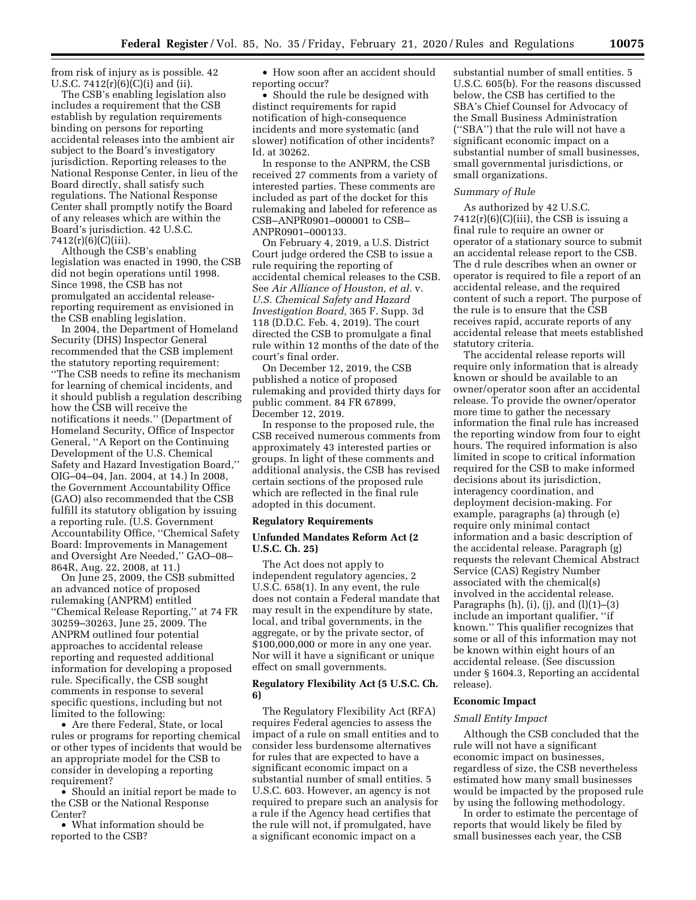from risk of injury as is possible. 42 U.S.C. 7412(r)(6)(C)(i) and (ii).

The CSB's enabling legislation also includes a requirement that the CSB establish by regulation requirements binding on persons for reporting accidental releases into the ambient air subject to the Board's investigatory jurisdiction. Reporting releases to the National Response Center, in lieu of the Board directly, shall satisfy such regulations. The National Response Center shall promptly notify the Board of any releases which are within the Board's jurisdiction. 42 U.S.C. 7412(r)(6)(C)(iii).

Although the CSB's enabling legislation was enacted in 1990, the CSB did not begin operations until 1998. Since 1998, the CSB has not promulgated an accidental release-reporting requirement as envisioned in the CSB enabling legislation.

In 2004, the Department of Homeland Security (DHS) Inspector General recommended that the CSB implement the statutory reporting requirement: ''The CSB needs to refine its mechanism for learning of chemical incidents, and it should publish a regulation describing how the CSB will receive the notifications it needs.'' (Department of Homeland Security, Office of Inspector General, ''A Report on the Continuing Development of the U.S. Chemical Safety and Hazard Investigation Board,'' OIG–04–04, Jan. 2004, at 14.) In 2008, the Government Accountability Office (GAO) also recommended that the CSB fulfill its statutory obligation by issuing a reporting rule. (U.S. Government Accountability Office, ''Chemical Safety Board: Improvements in Management and Oversight Are Needed,'' GAO–08–864R, Aug. 22, 2008, at 11.)

On June 25, 2009, the CSB submitted an advanced notice of proposed rulemaking (ANPRM) entitled ''Chemical Release Reporting,'' at 74 FR 30259–30263, June 25, 2009. The ANPRM outlined four potential approaches to accidental release reporting and requested additional information for developing a proposed rule. Specifically, the CSB sought comments in response to several specific questions, including but not limited to the following:

- Are there Federal, State, or local rules or programs for reporting chemical or other types of incidents that would be an appropriate model for the CSB to consider in developing a reporting requirement?
- Should an initial report be made to the CSB or the National Response Center?
- What information should be reported to the CSB?
- How soon after an accident should reporting occur?
- Should the rule be designed with distinct requirements for rapid notification of high-consequence incidents and more systematic (and slower) notification of other incidents? Id. at 30262.

In response to the ANPRM, the CSB received 27 comments from a variety of interested parties. These comments are included as part of the docket for this rulemaking and labeled for reference as CSB–ANPR0901–000001 to CSB–ANPR0901–000133.

On February 4, 2019, a U.S. District Court judge ordered the CSB to issue a rule requiring the reporting of accidental chemical releases to the CSB. See *Air Alliance of Houston, et al.* v. *U.S. Chemical Safety and Hazard Investigation Board,* 365 F. Supp. 3d 118 (D.D.C. Feb. 4, 2019). The court directed the CSB to promulgate a final rule within 12 months of the date of the court's final order.

On December 12, 2019, the CSB published a notice of proposed rulemaking and provided thirty days for public comment. 84 FR 67899, December 12, 2019.

In response to the proposed rule, the CSB received numerous comments from approximately 43 interested parties or groups. In light of these comments and additional analysis, the CSB has revised certain sections of the proposed rule which are reflected in the final rule adopted in this document.

## Regulatory Requirements

### Unfunded Mandates Reform Act (2 U.S.C. Ch. 25)

The Act does not apply to independent regulatory agencies, 2 U.S.C. 658(1). In any event, the rule does not contain a Federal mandate that may result in the expenditure by state, local, and tribal governments, in the aggregate, or by the private sector, of $100,000,000 or more in any one year. Nor will it have a significant or unique effect on small governments.

### Regulatory Flexibility Act (5 U.S.C. Ch. 6)

The Regulatory Flexibility Act (RFA) requires Federal agencies to assess the impact of a rule on small entities and to consider less burdensome alternatives for rules that are expected to have a significant economic impact on a substantial number of small entities. 5 U.S.C. 603. However, an agency is not required to prepare such an analysis for a rule if the Agency head certifies that the rule will not, if promulgated, have a significant economic impact on a substantial number of small entities. 5 U.S.C. 605(b). For the reasons discussed below, the CSB has certified to the SBA's Chief Counsel for Advocacy of the Small Business Administration (''SBA'') that the rule will not have a significant economic impact on a substantial number of small businesses, small governmental jurisdictions, or small organizations.

#### *Summary of Rule*

As authorized by 42 U.S.C. 7412(r)(6)(C)(iii), the CSB is issuing a final rule to require an owner or operator of a stationary source to submit an accidental release report to the CSB. The d rule describes when an owner or operator is required to file a report of an accidental release, and the required content of such a report. The purpose of the rule is to ensure that the CSB receives rapid, accurate reports of any accidental release that meets established statutory criteria.

The accidental release reports will require only information that is already known or should be available to an owner/operator soon after an accidental release. To provide the owner/operator more time to gather the necessary information the final rule has increased the reporting window from four to eight hours. The required information is also limited in scope to critical information required for the CSB to make informed decisions about its jurisdiction, interagency coordination, and deployment decision-making. For example, paragraphs (a) through (e) require only minimal contact information and a basic description of the accidental release. Paragraph (g) requests the relevant Chemical Abstract Service (CAS) Registry Number associated with the chemical(s) involved in the accidental release. Paragraphs (h), (i), (j), and (l)(1)–(3) include an important qualifier, ''if known.'' This qualifier recognizes that some or all of this information may not be known within eight hours of an accidental release. (See discussion under § 1604.3, Reporting an accidental release).

### Economic Impact

#### *Small Entity Impact*

Although the CSB concluded that the rule will not have a significant economic impact on businesses, regardless of size, the CSB nevertheless estimated how many small businesses would be impacted by the proposed rule by using the following methodology.

In order to estimate the percentage of reports that would likely be filed by small businesses each year, the CSB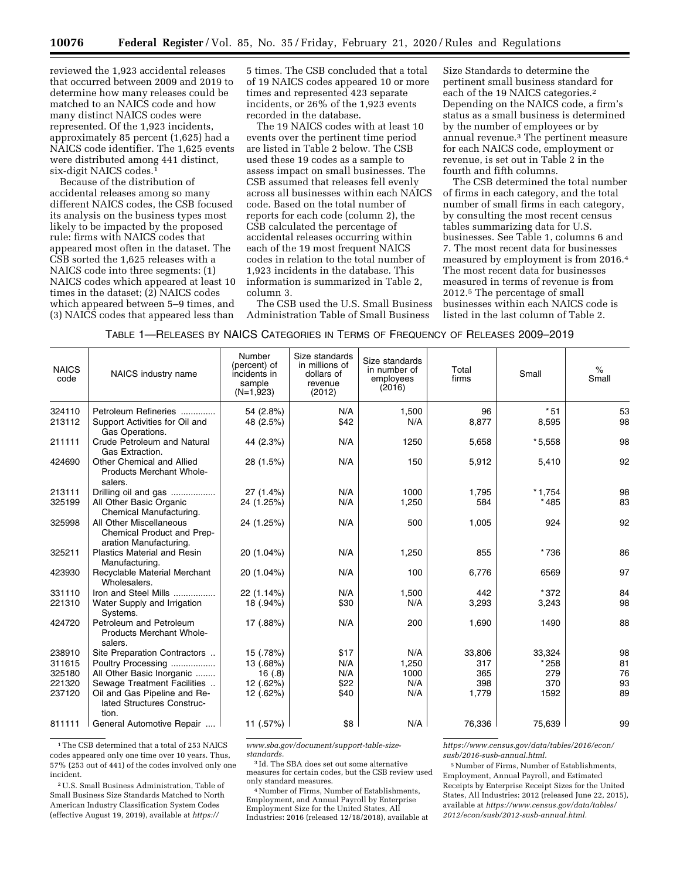reviewed the 1,923 accidental releases that occurred between 2009 and 2019 to determine how many releases could be matched to an NAICS code and how many distinct NAICS codes were represented. Of the 1,923 incidents, approximately 85 percent (1,625) had a NAICS code identifier. The 1,625 events were distributed among 441 distinct, six-digit NAICS codes.[1]

Because of the distribution of accidental releases among so many different NAICS codes, the CSB focused its analysis on the business types most likely to be impacted by the proposed rule: firms with NAICS codes that appeared most often in the dataset. The CSB sorted the 1,625 releases with a NAICS code into three segments: (1) NAICS codes which appeared at least 10 times in the dataset; (2) NAICS codes which appeared between 5–9 times, and (3) NAICS codes that appeared less than 5 times. The CSB concluded that a total of 19 NAICS codes appeared 10 or more times and represented 423 separate incidents, or 26% of the 1,923 events recorded in the database.

The 19 NAICS codes with at least 10 events over the pertinent time period are listed in Table 2 below. The CSB used these 19 codes as a sample to assess impact on small businesses. The CSB assumed that releases fell evenly across all businesses within each NAICS code. Based on the total number of reports for each code (column 2), the CSB calculated the percentage of accidental releases occurring within each of the 19 most frequent NAICS codes in relation to the total number of 1,923 incidents in the database. This information is summarized in Table 2, column 3.

The CSB used the U.S. Small Business Administration Table of Small Business Size Standards to determine the pertinent small business standard for each of the 19 NAICS categories.[2] Depending on the NAICS code, a firm's status as a small business is determined by the number of employees or by annual revenue.[3] The pertinent measure for each NAICS code, employment or revenue, is set out in Table 2 in the fourth and fifth columns.

The CSB determined the total number of firms in each category, and the total number of small firms in each category, by consulting the most recent census tables summarizing data for U.S. businesses. See Table 1, columns 6 and 7. The most recent data for businesses measured by employment is from 2016.[4] The most recent data for businesses measured in terms of revenue is from 2012.[5] The percentage of small businesses within each NAICS code is listed in the last column of Table 2.

TABLE 1—RELEASES BY NAICS CATEGORIES IN TERMS OF FREQUENCY OF RELEASES 2009–2019

| NAICS code | NAICS industry name | Number (percent) of incidents in sample (N=1,923) | Size standards in millions of dollars of revenue (2012) | Size standards in number of employees (2016) | Total firms | Small | % Small |
|---|---|---|---|---|---|---|---|
| 324110 | Petroleum Refineries | 54 (2.8%) | N/A | 1,500 | 96 | *51 | 53 |
| 213112 | Support Activities for Oil and Gas Operations. | 48 (2.5%) | $42 | N/A | 8,877 | 8,595 | 98 |
| 211111 | Crude Petroleum and Natural Gas Extraction. | 44 (2.3%) | N/A | 1250 | 5,658 | *5,558 | 98 |
| 424690 | Other Chemical and Allied Products Merchant Wholesalers. | 28 (1.5%) | N/A | 150 | 5,912 | 5,410 | 92 |
| 213111 | Drilling oil and gas | 27 (1.4%) | N/A | 1000 | 1,795 | *1,754 | 98 |
| 325199 | All Other Basic Organic Chemical Manufacturing. | 24 (1.25%) | N/A | 1,250 | 584 | *485 | 83 |
| 325998 | All Other Miscellaneous Chemical Product and Preparation Manufacturing. | 24 (1.25%) | N/A | 500 | 1,005 | 924 | 92 |
| 325211 | Plastics Material and Resin Manufacturing. | 20 (1.04%) | N/A | 1,250 | 855 | *736 | 86 |
| 423930 | Recyclable Material Merchant Wholesalers. | 20 (1.04%) | N/A | 100 | 6,776 | 6569 | 97 |
| 331110 | Iron and Steel Mills | 22 (1.14%) | N/A | 1,500 | 442 | *372 | 84 |
| 221310 | Water Supply and Irrigation Systems. | 18 (.94%) | $30 | N/A | 3,293 | 3,243 | 98 |
| 424720 | Petroleum and Petroleum Products Merchant Wholesalers. | 17 (.88%) | N/A | 200 | 1,690 | 1490 | 88 |
| 238910 | Site Preparation Contractors | 15 (.78%) | $17 | N/A | 33,806 | 33,324 | 98 |
| 311615 | Poultry Processing | 13 (.68%) | N/A | 1,250 | 317 | *258 | 81 |
| 325180 | All Other Basic Inorganic | 16 (.8) | N/A | 1000 | 365 | 279 | 76 |
| 221320 | Sewage Treatment Facilities | 12 (.62%) | $22 | N/A | 398 | 370 | 93 |
| 237120 | Oil and Gas Pipeline and Related Structures Construction. | 12 (.62%) | $40 | N/A | 1,779 | 1592 | 89 |
| 811111 | General Automotive Repair | 11 (.57%) | $8 | N/A | 76,336 | 75,639 | 99 |

[1] The CSB determined that a total of 253 NAICS codes appeared only one time over 10 years. Thus, 57% (253 out of 441) of the codes involved only one incident.

[2] U.S. Small Business Administration, Table of Small Business Size Standards Matched to North American Industry Classification System Codes (effective August 19, 2019), available at *https://www.sba.gov/document/support-table-size-standards.*

[3] Id. The SBA does set out some alternative measures for certain codes, but the CSB review used only standard measures.

[4] Number of Firms, Number of Establishments, Employment, and Annual Payroll by Enterprise Employment Size for the United States, All Industries: 2016 (released 12/18/2018), available at *https://www.census.gov/data/tables/2016/econ/susb/2016-susb-annual.html.*

[5] Number of Firms, Number of Establishments, Employment, Annual Payroll, and Estimated Receipts by Enterprise Receipt Sizes for the United States, All Industries: 2012 (released June 22, 2015), available at *https://www.census.gov/data/tables/2012/econ/susb/2012-susb-annual.html.*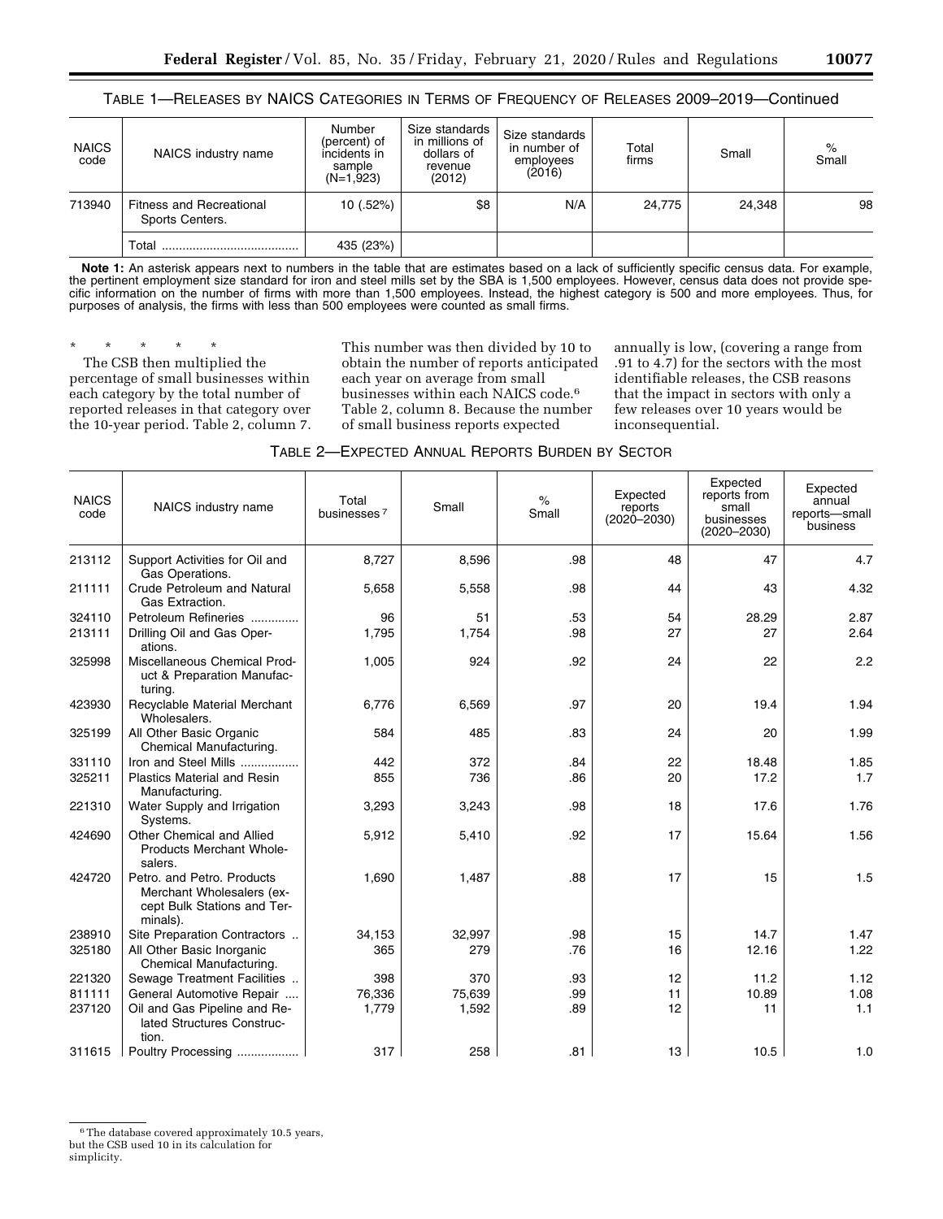TABLE 1—RELEASES BY NAICS CATEGORIES IN TERMS OF FREQUENCY OF RELEASES 2009–2019—Continued

| NAICS code | NAICS industry name | Number (percent) of incidents in sample (N=1,923) | Size standards in millions of dollars of revenue (2012) | Size standards in number of employees (2016) | Total firms | Small | % Small |
|---|---|---|---|---|---|---|---|
| 713940 | Fitness and Recreational Sports Centers. | 10 (.52%) | $8 | N/A | 24,775 | 24,348 | 98 |
| | Total ........................................ | 435 (23%) | | | | | |

**Note 1:** An asterisk appears next to numbers in the table that are estimates based on a lack of sufficiently specific census data. For example, the pertinent employment size standard for iron and steel mills set by the SBA is 1,500 employees. However, census data does not provide specific information on the number of firms with more than 1,500 employees. Instead, the highest category is 500 and more employees. Thus, for purposes of analysis, the firms with less than 500 employees were counted as small firms.

\* \* \* \* \*

The CSB then multiplied the percentage of small businesses within each category by the total number of reported releases in that category over the 10-year period. Table 2, column 7. This number was then divided by 10 to obtain the number of reports anticipated each year on average from small businesses within each NAICS code.[6] Table 2, column 8. Because the number of small business reports expected annually is low, (covering a range from .91 to 4.7) for the sectors with the most identifiable releases, the CSB reasons that the impact in sectors with only a few releases over 10 years would be inconsequential.

TABLE 2—EXPECTED ANNUAL REPORTS BURDEN BY SECTOR

| NAICS code | NAICS industry name | Total businesses[7] | Small | % Small | Expected reports (2020–2030) | Expected reports from small businesses (2020–2030) | Expected annual reports—small business |
|---|---|---|---|---|---|---|---|
| 213112 | Support Activities for Oil and Gas Operations. | 8,727 | 8,596 | .98 | 48 | 47 | 4.7 |
| 211111 | Crude Petroleum and Natural Gas Extraction. | 5,658 | 5,558 | .98 | 44 | 43 | 4.32 |
| 324110 | Petroleum Refineries .............. | 96 | 51 | .53 | 54 | 28.29 | 2.87 |
| 213111 | Drilling Oil and Gas Operations. | 1,795 | 1,754 | .98 | 27 | 27 | 2.64 |
| 325998 | Miscellaneous Chemical Product & Preparation Manufacturing. | 1,005 | 924 | .92 | 24 | 22 | 2.2 |
| 423930 | Recyclable Material Merchant Wholesalers. | 6,776 | 6,569 | .97 | 20 | 19.4 | 1.94 |
| 325199 | All Other Basic Organic Chemical Manufacturing. | 584 | 485 | .83 | 24 | 20 | 1.99 |
| 331110 | Iron and Steel Mills ................. | 442 | 372 | .84 | 22 | 18.48 | 1.85 |
| 325211 | Plastics Material and Resin Manufacturing. | 855 | 736 | .86 | 20 | 17.2 | 1.7 |
| 221310 | Water Supply and Irrigation Systems. | 3,293 | 3,243 | .98 | 18 | 17.6 | 1.76 |
| 424690 | Other Chemical and Allied Products Merchant Wholesalers. | 5,912 | 5,410 | .92 | 17 | 15.64 | 1.56 |
| 424720 | Petro. and Petro. Products Merchant Wholesalers (except Bulk Stations and Terminals). | 1,690 | 1,487 | .88 | 17 | 15 | 1.5 |
| 238910 | Site Preparation Contractors .. | 34,153 | 32,997 | .98 | 15 | 14.7 | 1.47 |
| 325180 | All Other Basic Inorganic Chemical Manufacturing. | 365 | 279 | .76 | 16 | 12.16 | 1.22 |
| 221320 | Sewage Treatment Facilities .. | 398 | 370 | .93 | 12 | 11.2 | 1.12 |
| 811111 | General Automotive Repair .... | 76,336 | 75,639 | .99 | 11 | 10.89 | 1.08 |
| 237120 | Oil and Gas Pipeline and Related Structures Construction. | 1,779 | 1,592 | .89 | 12 | 11 | 1.1 |
| 311615 | Poultry Processing .................. | 317 | 258 | .81 | 13 | 10.5 | 1.0 |

[6] The database covered approximately 10.5 years, but the CSB used 10 in its calculation for simplicity.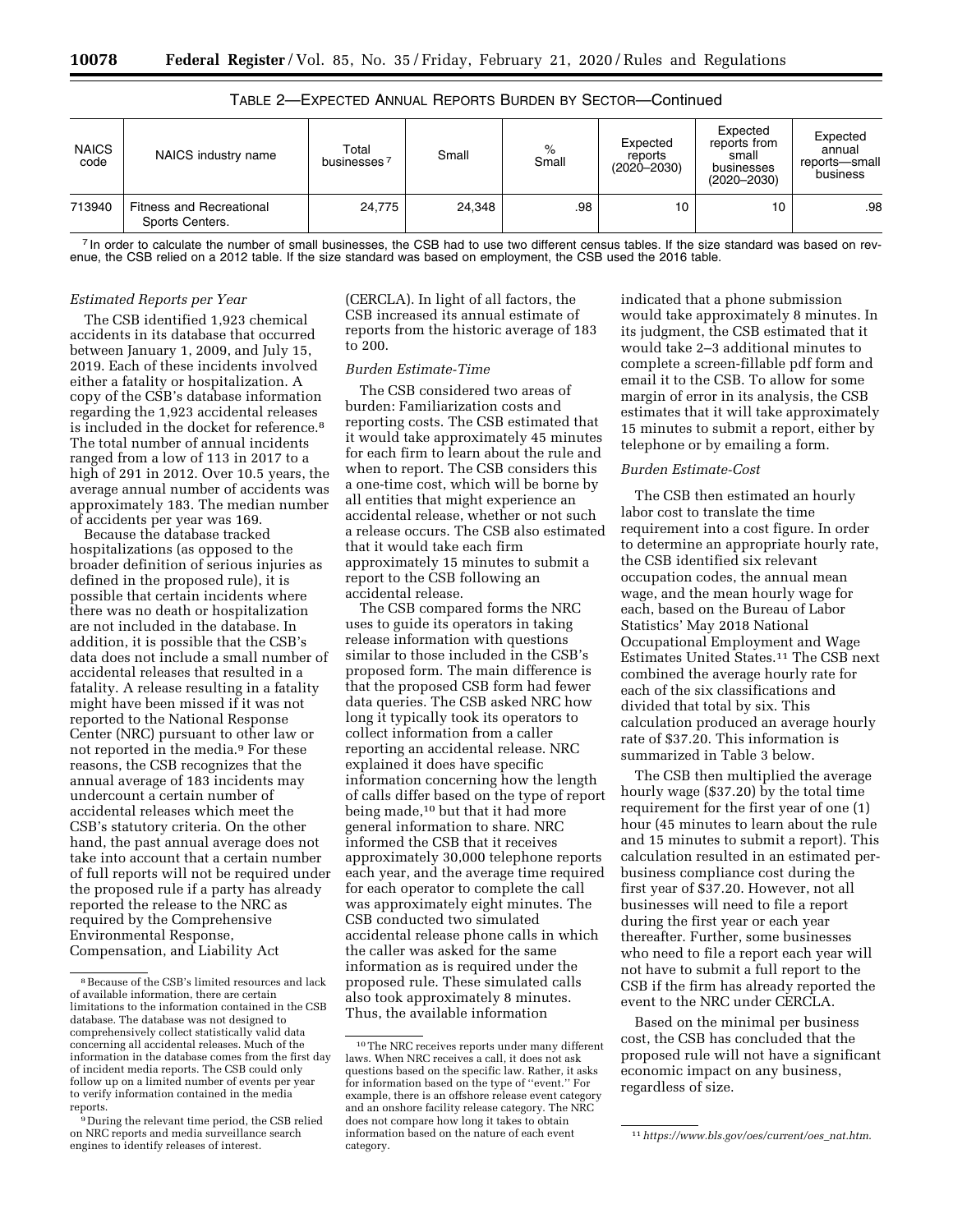TABLE 2—EXPECTED ANNUAL REPORTS BURDEN BY SECTOR—Continued

| NAICS code | NAICS industry name | Total businesses [7] | Small | % Small | Expected reports (2020–2030) | Expected reports from small businesses (2020–2030) | Expected annual reports—small business |
|---|---|---|---|---|---|---|---|
| 713940 | Fitness and Recreational Sports Centers. | 24,775 | 24,348 | .98 | 10 | 10 | .98 |

[7] In order to calculate the number of small businesses, the CSB had to use two different census tables. If the size standard was based on revenue, the CSB relied on a 2012 table. If the size standard was based on employment, the CSB used the 2016 table.

*Estimated Reports per Year*

The CSB identified 1,923 chemical accidents in its database that occurred between January 1, 2009, and July 15, 2019. Each of these incidents involved either a fatality or hospitalization. A copy of the CSB's database information regarding the 1,923 accidental releases is included in the docket for reference.[8] The total number of annual incidents ranged from a low of 113 in 2017 to a high of 291 in 2012. Over 10.5 years, the average annual number of accidents was approximately 183. The median number of accidents per year was 169.

Because the database tracked hospitalizations (as opposed to the broader definition of serious injuries as defined in the proposed rule), it is possible that certain incidents where there was no death or hospitalization are not included in the database. In addition, it is possible that the CSB's data does not include a small number of accidental releases that resulted in a fatality. A release resulting in a fatality might have been missed if it was not reported to the National Response Center (NRC) pursuant to other law or not reported in the media.[9] For these reasons, the CSB recognizes that the annual average of 183 incidents may undercount a certain number of accidental releases which meet the CSB's statutory criteria. On the other hand, the past annual average does not take into account that a certain number of full reports will not be required under the proposed rule if a party has already reported the release to the NRC as required by the Comprehensive Environmental Response, Compensation, and Liability Act (CERCLA). In light of all factors, the CSB increased its annual estimate of reports from the historic average of 183 to 200.

*Burden Estimate-Time*

The CSB considered two areas of burden: Familiarization costs and reporting costs. The CSB estimated that it would take approximately 45 minutes for each firm to learn about the rule and when to report. The CSB considers this a one-time cost, which will be borne by all entities that might experience an accidental release, whether or not such a release occurs. The CSB also estimated that it would take each firm approximately 15 minutes to submit a report to the CSB following an accidental release.

The CSB compared forms the NRC uses to guide its operators in taking release information with questions similar to those included in the CSB's proposed form. The main difference is that the proposed CSB form had fewer data queries. The CSB asked NRC how long it typically took its operators to collect information from a caller reporting an accidental release. NRC explained it does have specific information concerning how the length of calls differ based on the type of report being made,[10] but that it had more general information to share. NRC informed the CSB that it receives approximately 30,000 telephone reports each year, and the average time required for each operator to complete the call was approximately eight minutes. The CSB conducted two simulated accidental release phone calls in which the caller was asked for the same information as is required under the proposed rule. These simulated calls also took approximately 8 minutes. Thus, the available information indicated that a phone submission would take approximately 8 minutes. In its judgment, the CSB estimated that it would take 2–3 additional minutes to complete a screen-fillable pdf form and email it to the CSB. To allow for some margin of error in its analysis, the CSB estimates that it will take approximately 15 minutes to submit a report, either by telephone or by emailing a form.

*Burden Estimate-Cost*

The CSB then estimated an hourly labor cost to translate the time requirement into a cost figure. In order to determine an appropriate hourly rate, the CSB identified six relevant occupation codes, the annual mean wage, and the mean hourly wage for each, based on the Bureau of Labor Statistics' May 2018 National Occupational Employment and Wage Estimates United States.[11] The CSB next combined the average hourly rate for each of the six classifications and divided that total by six. This calculation produced an average hourly rate of $37.20. This information is summarized in Table 3 below.

The CSB then multiplied the average hourly wage ($37.20) by the total time requirement for the first year of one (1) hour (45 minutes to learn about the rule and 15 minutes to submit a report). This calculation resulted in an estimated per-business compliance cost during the first year of $37.20. However, not all businesses will need to file a report during the first year or each year thereafter. Further, some businesses who need to file a report each year will not have to submit a full report to the CSB if the firm has already reported the event to the NRC under CERCLA.

Based on the minimal per business cost, the CSB has concluded that the proposed rule will not have a significant economic impact on any business, regardless of size.

---

[8] Because of the CSB's limited resources and lack of available information, there are certain limitations to the information contained in the CSB database. The database was not designed to comprehensively collect statistically valid data concerning all accidental releases. Much of the information in the database comes from the first day of incident media reports. The CSB could only follow up on a limited number of events per year to verify information contained in the media reports.

[9] During the relevant time period, the CSB relied on NRC reports and media surveillance search engines to identify releases of interest.

[10] The NRC receives reports under many different laws. When NRC receives a call, it does not ask questions based on the specific law. Rather, it asks for information based on the type of "event." For example, there is an offshore release event category and an onshore facility release category. The NRC does not compare how long it takes to obtain information based on the nature of each event category.

[11] *https://www.bls.gov/oes/current/oes_nat.htm.*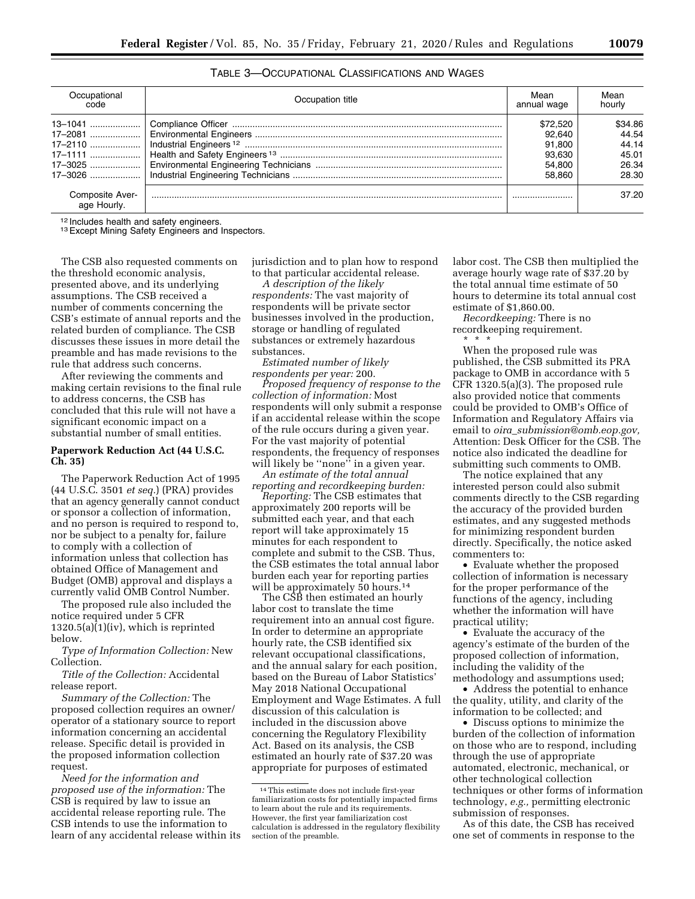TABLE 3—OCCUPATIONAL CLASSIFICATIONS AND WAGES

| Occupational code | Occupation title | Mean annual wage | Mean hourly |
|---|---|---|---|
| 13–1041 | Compliance Officer | $72,520 | $34.86 |
| 17–2081 | Environmental Engineers | 92,640 | 44.54 |
| 17–2110 | Industrial Engineers [12] | 91,800 | 44.14 |
| 17–1111 | Health and Safety Engineers [13] | 93,630 | 45.01 |
| 17–3025 | Environmental Engineering Technicians | 54,800 | 26.34 |
| 17–3026 | Industrial Engineering Technicians | 58,860 | 28.30 |
| Composite Average Hourly. | | | 37.20 |

[12] Includes health and safety engineers.

[13] Except Mining Safety Engineers and Inspectors.

The CSB also requested comments on the threshold economic analysis, presented above, and its underlying assumptions. The CSB received a number of comments concerning the CSB's estimate of annual reports and the related burden of compliance. The CSB discusses these issues in more detail the preamble and has made revisions to the rule that address such concerns.

After reviewing the comments and making certain revisions to the final rule to address concerns, the CSB has concluded that this rule will not have a significant economic impact on a substantial number of small entities.

## Paperwork Reduction Act (44 U.S.C. Ch. 35)

The Paperwork Reduction Act of 1995 (44 U.S.C. 3501 *et seq.*) (PRA) provides that an agency generally cannot conduct or sponsor a collection of information, and no person is required to respond to, nor be subject to a penalty for, failure to comply with a collection of information unless that collection has obtained Office of Management and Budget (OMB) approval and displays a currently valid OMB Control Number.

The proposed rule also included the notice required under 5 CFR 1320.5(a)(1)(iv), which is reprinted below.

*Type of Information Collection:* New Collection.

*Title of the Collection:* Accidental release report.

*Summary of the Collection:* The proposed collection requires an owner/operator of a stationary source to report information concerning an accidental release. Specific detail is provided in the proposed information collection request.

*Need for the information and proposed use of the information:* The CSB is required by law to issue an accidental release reporting rule. The CSB intends to use the information to learn of any accidental release within its jurisdiction and to plan how to respond to that particular accidental release.

*A description of the likely respondents:* The vast majority of respondents will be private sector businesses involved in the production, storage or handling of regulated substances or extremely hazardous substances.

*Estimated number of likely respondents per year:* 200.

*Proposed frequency of response to the collection of information:* Most respondents will only submit a response if an accidental release within the scope of the rule occurs during a given year. For the vast majority of potential respondents, the frequency of responses will likely be "none" in a given year.

*An estimate of the total annual reporting and recordkeeping burden:*

*Reporting:* The CSB estimates that approximately 200 reports will be submitted each year, and that each report will take approximately 15 minutes for each respondent to complete and submit to the CSB. Thus, the CSB estimates the total annual labor burden each year for reporting parties will be approximately 50 hours.[14]

The CSB then estimated an hourly labor cost to translate the time requirement into an annual cost figure. In order to determine an appropriate hourly rate, the CSB identified six relevant occupational classifications, and the annual salary for each position, based on the Bureau of Labor Statistics' May 2018 National Occupational Employment and Wage Estimates. A full discussion of this calculation is included in the discussion above concerning the Regulatory Flexibility Act. Based on its analysis, the CSB estimated an hourly rate of $37.20 was appropriate for purposes of estimated labor cost. The CSB then multiplied the average hourly wage rate of $37.20 by the total annual time estimate of 50 hours to determine its total annual cost estimate of $1,860.00.

*Recordkeeping:* There is no recordkeeping requirement.

\* \* \*

When the proposed rule was published, the CSB submitted its PRA package to OMB in accordance with 5 CFR 1320.5(a)(3). The proposed rule also provided notice that comments could be provided to OMB's Office of Information and Regulatory Affairs via email to *oira_submission@omb.eop.gov,* Attention: Desk Officer for the CSB. The notice also indicated the deadline for submitting such comments to OMB.

The notice explained that any interested person could also submit comments directly to the CSB regarding the accuracy of the provided burden estimates, and any suggested methods for minimizing respondent burden directly. Specifically, the notice asked commenters to:

- Evaluate whether the proposed collection of information is necessary for the proper performance of the functions of the agency, including whether the information will have practical utility;
- Evaluate the accuracy of the agency's estimate of the burden of the proposed collection of information, including the validity of the methodology and assumptions used;
- Address the potential to enhance the quality, utility, and clarity of the information to be collected; and
- Discuss options to minimize the burden of the collection of information on those who are to respond, including through the use of appropriate automated, electronic, mechanical, or other technological collection techniques or other forms of information technology, *e.g.,* permitting electronic submission of responses.

As of this date, the CSB has received one set of comments in response to the

[14] This estimate does not include first-year familiarization costs for potentially impacted firms to learn about the rule and its requirements. However, the first year familiarization cost calculation is addressed in the regulatory flexibility section of the preamble.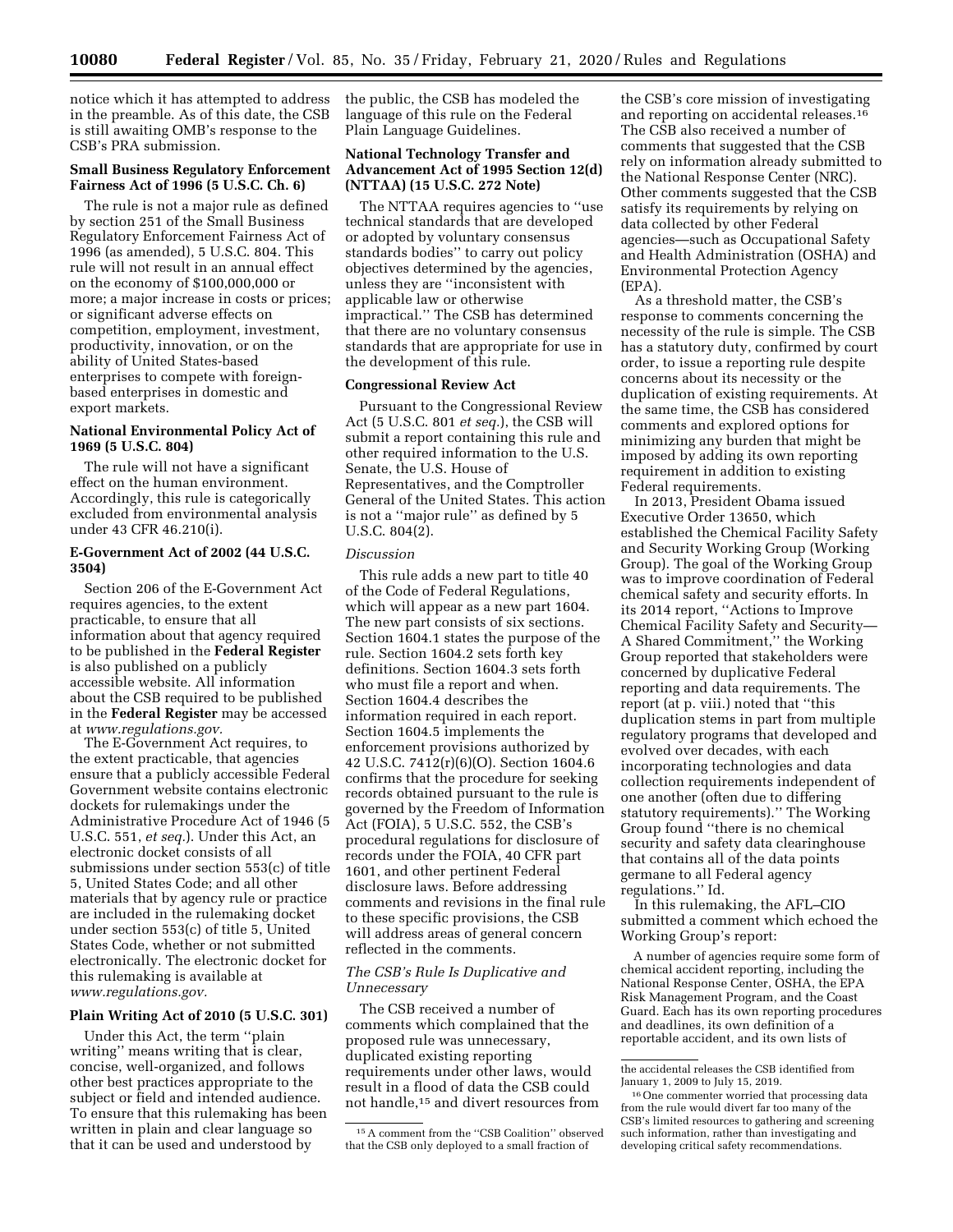notice which it has attempted to address in the preamble. As of this date, the CSB is still awaiting OMB's response to the CSB's PRA submission.

**Small Business Regulatory Enforcement Fairness Act of 1996 (5 U.S.C. Ch. 6)**

The rule is not a major rule as defined by section 251 of the Small Business Regulatory Enforcement Fairness Act of 1996 (as amended), 5 U.S.C. 804. This rule will not result in an annual effect on the economy of $100,000,000 or more; a major increase in costs or prices; or significant adverse effects on competition, employment, investment, productivity, innovation, or on the ability of United States-based enterprises to compete with foreign-based enterprises in domestic and export markets.

**National Environmental Policy Act of 1969 (5 U.S.C. 804)**

The rule will not have a significant effect on the human environment. Accordingly, this rule is categorically excluded from environmental analysis under 43 CFR 46.210(i).

**E-Government Act of 2002 (44 U.S.C. 3504)**

Section 206 of the E-Government Act requires agencies, to the extent practicable, to ensure that all information about that agency required to be published in the **Federal Register** is also published on a publicly accessible website. All information about the CSB required to be published in the **Federal Register** may be accessed at *www.regulations.gov.*

The E-Government Act requires, to the extent practicable, that agencies ensure that a publicly accessible Federal Government website contains electronic dockets for rulemakings under the Administrative Procedure Act of 1946 (5 U.S.C. 551, *et seq.*). Under this Act, an electronic docket consists of all submissions under section 553(c) of title 5, United States Code; and all other materials that by agency rule or practice are included in the rulemaking docket under section 553(c) of title 5, United States Code, whether or not submitted electronically. The electronic docket for this rulemaking is available at *www.regulations.gov.*

**Plain Writing Act of 2010 (5 U.S.C. 301)**

Under this Act, the term "plain writing" means writing that is clear, concise, well-organized, and follows other best practices appropriate to the subject or field and intended audience. To ensure that this rulemaking has been written in plain and clear language so that it can be used and understood by the public, the CSB has modeled the language of this rule on the Federal Plain Language Guidelines.

**National Technology Transfer and Advancement Act of 1995 Section 12(d) (NTTAA) (15 U.S.C. 272 Note)**

The NTTAA requires agencies to "use technical standards that are developed or adopted by voluntary consensus standards bodies" to carry out policy objectives determined by the agencies, unless they are "inconsistent with applicable law or otherwise impractical." The CSB has determined that there are no voluntary consensus standards that are appropriate for use in the development of this rule.

**Congressional Review Act**

Pursuant to the Congressional Review Act (5 U.S.C. 801 *et seq.*), the CSB will submit a report containing this rule and other required information to the U.S. Senate, the U.S. House of Representatives, and the Comptroller General of the United States. This action is not a "major rule" as defined by 5 U.S.C. 804(2).

*Discussion*

This rule adds a new part to title 40 of the Code of Federal Regulations, which will appear as a new part 1604. The new part consists of six sections. Section 1604.1 states the purpose of the rule. Section 1604.2 sets forth key definitions. Section 1604.3 sets forth who must file a report and when. Section 1604.4 describes the information required in each report. Section 1604.5 implements the enforcement provisions authorized by 42 U.S.C. 7412(r)(6)(O). Section 1604.6 confirms that the procedure for seeking records obtained pursuant to the rule is governed by the Freedom of Information Act (FOIA), 5 U.S.C. 552, the CSB's procedural regulations for disclosure of records under the FOIA, 40 CFR part 1601, and other pertinent Federal disclosure laws. Before addressing comments and revisions in the final rule to these specific provisions, the CSB will address areas of general concern reflected in the comments.

*The CSB's Rule Is Duplicative and Unnecessary*

The CSB received a number of comments which complained that the proposed rule was unnecessary, duplicated existing reporting requirements under other laws, would result in a flood of data the CSB could not handle,[15] and divert resources from the CSB's core mission of investigating and reporting on accidental releases.[16] The CSB also received a number of comments that suggested that the CSB rely on information already submitted to the National Response Center (NRC). Other comments suggested that the CSB satisfy its requirements by relying on data collected by other Federal agencies—such as Occupational Safety and Health Administration (OSHA) and Environmental Protection Agency (EPA).

As a threshold matter, the CSB's response to comments concerning the necessity of the rule is simple. The CSB has a statutory duty, confirmed by court order, to issue a reporting rule despite concerns about its necessity or the duplication of existing requirements. At the same time, the CSB has considered comments and explored options for minimizing any burden that might be imposed by adding its own reporting requirement in addition to existing Federal requirements.

In 2013, President Obama issued Executive Order 13650, which established the Chemical Facility Safety and Security Working Group (Working Group). The goal of the Working Group was to improve coordination of Federal chemical safety and security efforts. In its 2014 report, "Actions to Improve Chemical Facility Safety and Security—A Shared Commitment," the Working Group reported that stakeholders were concerned by duplicative Federal reporting and data requirements. The report (at p. viii.) noted that "this duplication stems in part from multiple regulatory programs that developed and evolved over decades, with each incorporating technologies and data collection requirements independent of one another (often due to differing statutory requirements)." The Working Group found "there is no chemical security and safety data clearinghouse that contains all of the data points germane to all Federal agency regulations." Id.

In this rulemaking, the AFL–CIO submitted a comment which echoed the Working Group's report:

> A number of agencies require some form of chemical accident reporting, including the National Response Center, OSHA, the EPA Risk Management Program, and the Coast Guard. Each has its own reporting procedures and deadlines, its own definition of a reportable accident, and its own lists of

---

[15] A comment from the "CSB Coalition" observed that the CSB only deployed to a small fraction of the accidental releases the CSB identified from January 1, 2009 to July 15, 2019.

[16] One commenter worried that processing data from the rule would divert far too many of the CSB's limited resources to gathering and screening such information, rather than investigating and developing critical safety recommendations.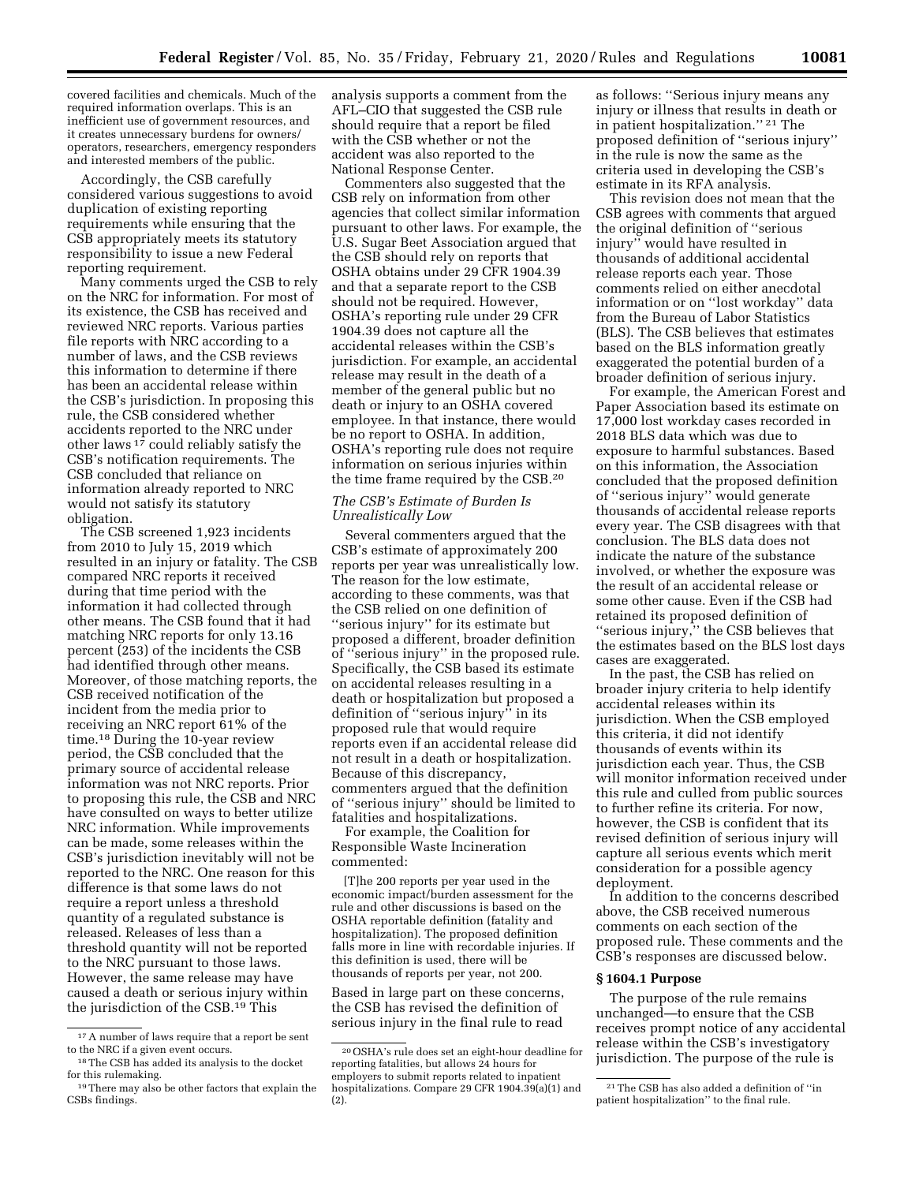covered facilities and chemicals. Much of the required information overlaps. This is an inefficient use of government resources, and it creates unnecessary burdens for owners/operators, researchers, emergency responders and interested members of the public.

Accordingly, the CSB carefully considered various suggestions to avoid duplication of existing reporting requirements while ensuring that the CSB appropriately meets its statutory responsibility to issue a new Federal reporting requirement.

Many comments urged the CSB to rely on the NRC for information. For most of its existence, the CSB has received and reviewed NRC reports. Various parties file reports with NRC according to a number of laws, and the CSB reviews this information to determine if there has been an accidental release within the CSB's jurisdiction. In proposing this rule, the CSB considered whether accidents reported to the NRC under other laws [17] could reliably satisfy the CSB's notification requirements. The CSB concluded that reliance on information already reported to NRC would not satisfy its statutory obligation.

The CSB screened 1,923 incidents from 2010 to July 15, 2019 which resulted in an injury or fatality. The CSB compared NRC reports it received during that time period with the information it had collected through other means. The CSB found that it had matching NRC reports for only 13.16 percent (253) of the incidents the CSB had identified through other means. Moreover, of those matching reports, the CSB received notification of the incident from the media prior to receiving an NRC report 61% of the time.[18] During the 10-year review period, the CSB concluded that the primary source of accidental release information was not NRC reports. Prior to proposing this rule, the CSB and NRC have consulted on ways to better utilize NRC information. While improvements can be made, some releases within the CSB's jurisdiction inevitably will not be reported to the NRC. One reason for this difference is that some laws do not require a report unless a threshold quantity of a regulated substance is released. Releases of less than a threshold quantity will not be reported to the NRC pursuant to those laws. However, the same release may have caused a death or serious injury within the jurisdiction of the CSB.[19] This analysis supports a comment from the AFL–CIO that suggested the CSB rule should require that a report be filed with the CSB whether or not the accident was also reported to the National Response Center.

Commenters also suggested that the CSB rely on information from other agencies that collect similar information pursuant to other laws. For example, the U.S. Sugar Beet Association argued that the CSB should rely on reports that OSHA obtains under 29 CFR 1904.39 and that a separate report to the CSB should not be required. However, OSHA's reporting rule under 29 CFR 1904.39 does not capture all the accidental releases within the CSB's jurisdiction. For example, an accidental release may result in the death of a member of the general public but no death or injury to an OSHA covered employee. In that instance, there would be no report to OSHA. In addition, OSHA's reporting rule does not require information on serious injuries within the time frame required by the CSB.[20]

*The CSB's Estimate of Burden Is Unrealistically Low*

Several commenters argued that the CSB's estimate of approximately 200 reports per year was unrealistically low. The reason for the low estimate, according to these comments, was that the CSB relied on one definition of "serious injury" for its estimate but proposed a different, broader definition of "serious injury" in the proposed rule. Specifically, the CSB based its estimate on accidental releases resulting in a death or hospitalization but proposed a definition of "serious injury" in its proposed rule that would require reports even if an accidental release did not result in a death or hospitalization. Because of this discrepancy, commenters argued that the definition of "serious injury" should be limited to fatalities and hospitalizations.

For example, the Coalition for Responsible Waste Incineration commented:

> [T]he 200 reports per year used in the economic impact/burden assessment for the rule and other discussions is based on the OSHA reportable definition (fatality and hospitalization). The proposed definition falls more in line with recordable injuries. If this definition is used, there will be thousands of reports per year, not 200.

Based in large part on these concerns, the CSB has revised the definition of serious injury in the final rule to read as follows: "Serious injury means any injury or illness that results in death or in patient hospitalization."[21] The proposed definition of "serious injury" in the rule is now the same as the criteria used in developing the CSB's estimate in its RFA analysis.

This revision does not mean that the CSB agrees with comments that argued the original definition of "serious injury" would have resulted in thousands of additional accidental release reports each year. Those comments relied on either anecdotal information or on "lost workday" data from the Bureau of Labor Statistics (BLS). The CSB believes that estimates based on the BLS information greatly exaggerated the potential burden of a broader definition of serious injury.

For example, the American Forest and Paper Association based its estimate on 17,000 lost workday cases recorded in 2018 BLS data which was due to exposure to harmful substances. Based on this information, the Association concluded that the proposed definition of "serious injury" would generate thousands of accidental release reports every year. The CSB disagrees with that conclusion. The BLS data does not indicate the nature of the substance involved, or whether the exposure was the result of an accidental release or some other cause. Even if the CSB had retained its proposed definition of "serious injury," the CSB believes that the estimates based on the BLS lost days cases are exaggerated.

In the past, the CSB has relied on broader injury criteria to help identify accidental releases within its jurisdiction. When the CSB employed this criteria, it did not identify thousands of events within its jurisdiction each year. Thus, the CSB will monitor information received under this rule and culled from public sources to further refine its criteria. For now, however, the CSB is confident that its revised definition of serious injury will capture all serious events which merit consideration for a possible agency deployment.

In addition to the concerns described above, the CSB received numerous comments on each section of the proposed rule. These comments and the CSB's responses are discussed below.

## § 1604.1 Purpose

The purpose of the rule remains unchanged—to ensure that the CSB receives prompt notice of any accidental release within the CSB's investigatory jurisdiction. The purpose of the rule is

---

[17] A number of laws require that a report be sent to the NRC if a given event occurs.

[18] The CSB has added its analysis to the docket for this rulemaking.

[19] There may also be other factors that explain the CSBs findings.

[20] OSHA's rule does set an eight-hour deadline for reporting fatalities, but allows 24 hours for employers to submit reports related to inpatient hospitalizations. Compare 29 CFR 1904.39(a)(1) and (2).

[21] The CSB has also added a definition of "in patient hospitalization" to the final rule.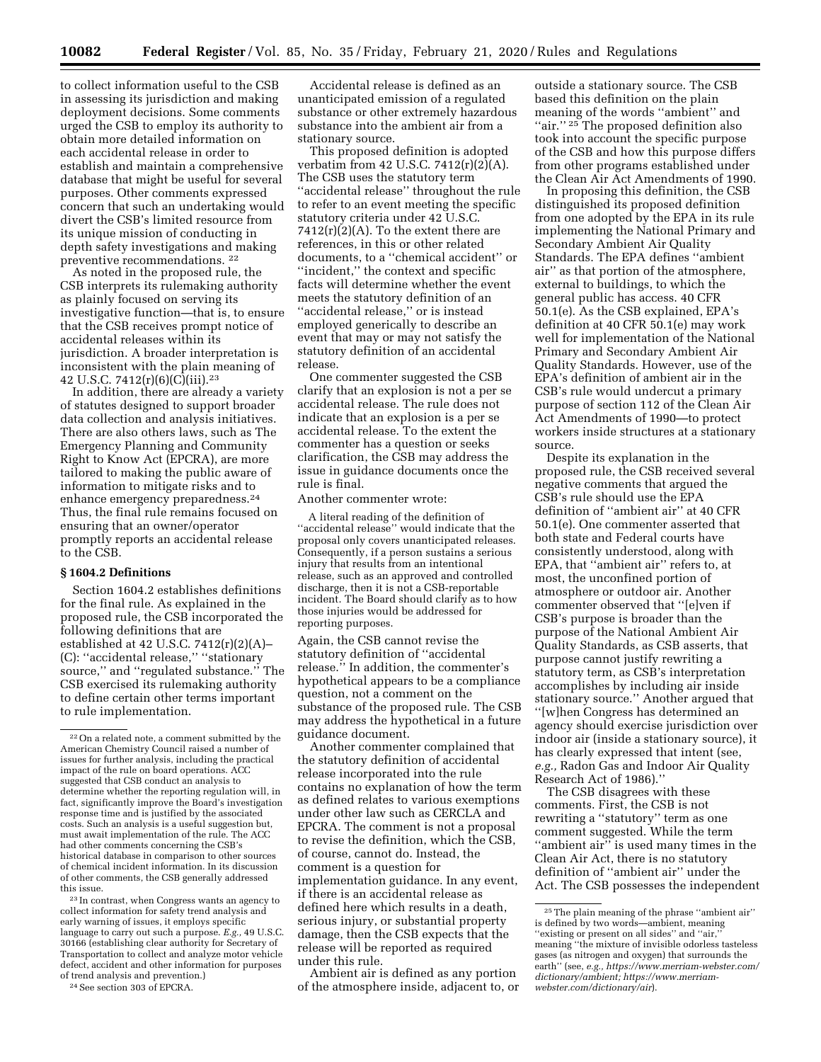to collect information useful to the CSB in assessing its jurisdiction and making deployment decisions. Some comments urged the CSB to employ its authority to obtain more detailed information on each accidental release in order to establish and maintain a comprehensive database that might be useful for several purposes. Other comments expressed concern that such an undertaking would divert the CSB's limited resource from its unique mission of conducting in depth safety investigations and making preventive recommendations. [22]

As noted in the proposed rule, the CSB interprets its rulemaking authority as plainly focused on serving its investigative function—that is, to ensure that the CSB receives prompt notice of accidental releases within its jurisdiction. A broader interpretation is inconsistent with the plain meaning of 42 U.S.C. 7412(r)(6)(C)(iii).[23]

In addition, there are already a variety of statutes designed to support broader data collection and analysis initiatives. There are also others laws, such as The Emergency Planning and Community Right to Know Act (EPCRA), are more tailored to making the public aware of information to mitigate risks and to enhance emergency preparedness.[24] Thus, the final rule remains focused on ensuring that an owner/operator promptly reports an accidental release to the CSB.

## § 1604.2 Definitions

Section 1604.2 establishes definitions for the final rule. As explained in the proposed rule, the CSB incorporated the following definitions that are established at 42 U.S.C. 7412(r)(2)(A)–(C): ''accidental release,'' ''stationary source,'' and ''regulated substance.'' The CSB exercised its rulemaking authority to define certain other terms important to rule implementation.

Accidental release is defined as an unanticipated emission of a regulated substance or other extremely hazardous substance into the ambient air from a stationary source.

This proposed definition is adopted verbatim from 42 U.S.C. 7412(r)(2)(A). The CSB uses the statutory term ''accidental release'' throughout the rule to refer to an event meeting the specific statutory criteria under 42 U.S.C. 7412(r)(2)(A). To the extent there are references, in this or other related documents, to a ''chemical accident'' or ''incident,'' the context and specific facts will determine whether the event meets the statutory definition of an ''accidental release,'' or is instead employed generically to describe an event that may or may not satisfy the statutory definition of an accidental release.

One commenter suggested the CSB clarify that an explosion is not a per se accidental release. The rule does not indicate that an explosion is a per se accidental release. To the extent the commenter has a question or seeks clarification, the CSB may address the issue in guidance documents once the rule is final.

Another commenter wrote:

> A literal reading of the definition of ''accidental release'' would indicate that the proposal only covers unanticipated releases. Consequently, if a person sustains a serious injury that results from an intentional release, such as an approved and controlled discharge, then it is not a CSB-reportable incident. The Board should clarify as to how those injuries would be addressed for reporting purposes.

Again, the CSB cannot revise the statutory definition of ''accidental release.'' In addition, the commenter's hypothetical appears to be a compliance question, not a comment on the substance of the proposed rule. The CSB may address the hypothetical in a future guidance document.

Another commenter complained that the statutory definition of accidental release incorporated into the rule contains no explanation of how the term as defined relates to various exemptions under other law such as CERCLA and EPCRA. The comment is not a proposal to revise the definition, which the CSB, of course, cannot do. Instead, the comment is a question for implementation guidance. In any event, if there is an accidental release as defined here which results in a death, serious injury, or substantial property damage, then the CSB expects that the release will be reported as required under this rule.

Ambient air is defined as any portion of the atmosphere inside, adjacent to, or outside a stationary source. The CSB based this definition on the plain meaning of the words ''ambient'' and ''air.'' [25] The proposed definition also took into account the specific purpose of the CSB and how this purpose differs from other programs established under the Clean Air Act Amendments of 1990.

In proposing this definition, the CSB distinguished its proposed definition from one adopted by the EPA in its rule implementing the National Primary and Secondary Ambient Air Quality Standards. The EPA defines ''ambient air'' as that portion of the atmosphere, external to buildings, to which the general public has access. 40 CFR 50.1(e). As the CSB explained, EPA's definition at 40 CFR 50.1(e) may work well for implementation of the National Primary and Secondary Ambient Air Quality Standards. However, use of the EPA's definition of ambient air in the CSB's rule would undercut a primary purpose of section 112 of the Clean Air Act Amendments of 1990—to protect workers inside structures at a stationary source.

Despite its explanation in the proposed rule, the CSB received several negative comments that argued the CSB's rule should use the EPA definition of ''ambient air'' at 40 CFR 50.1(e). One commenter asserted that both state and Federal courts have consistently understood, along with EPA, that ''ambient air'' refers to, at most, the unconfined portion of atmosphere or outdoor air. Another commenter observed that ''[e]ven if CSB's purpose is broader than the purpose of the National Ambient Air Quality Standards, as CSB asserts, that purpose cannot justify rewriting a statutory term, as CSB's interpretation accomplishes by including air inside stationary source.'' Another argued that ''[w]hen Congress has determined an agency should exercise jurisdiction over indoor air (inside a stationary source), it has clearly expressed that intent (see, *e.g.,* Radon Gas and Indoor Air Quality Research Act of 1986).''

The CSB disagrees with these comments. First, the CSB is not rewriting a ''statutory'' term as one comment suggested. While the term ''ambient air'' is used many times in the Clean Air Act, there is no statutory definition of ''ambient air'' under the Act. The CSB possesses the independent

---

[22] On a related note, a comment submitted by the American Chemistry Council raised a number of issues for further analysis, including the practical impact of the rule on board operations. ACC suggested that CSB conduct an analysis to determine whether the reporting regulation will, in fact, significantly improve the Board's investigation response time and is justified by the associated costs. Such an analysis is a useful suggestion but, must await implementation of the rule. The ACC had other comments concerning the CSB's historical database in comparison to other sources of chemical incident information. In its discussion of other comments, the CSB generally addressed this issue.

[23] In contrast, when Congress wants an agency to collect information for safety trend analysis and early warning of issues, it employs specific language to carry out such a purpose. *E.g.,* 49 U.S.C. 30166 (establishing clear authority for Secretary of Transportation to collect and analyze motor vehicle defect, accident and other information for purposes of trend analysis and prevention.)

[24] See section 303 of EPCRA.

[25] The plain meaning of the phrase ''ambient air'' is defined by two words—ambient, meaning ''existing or present on all sides'' and ''air,'' meaning ''the mixture of invisible odorless tasteless gases (as nitrogen and oxygen) that surrounds the earth'' (see, *e.g., https://www.merriam-webster.com/dictionary/ambient; https://www.merriam-webster.com/dictionary/air*).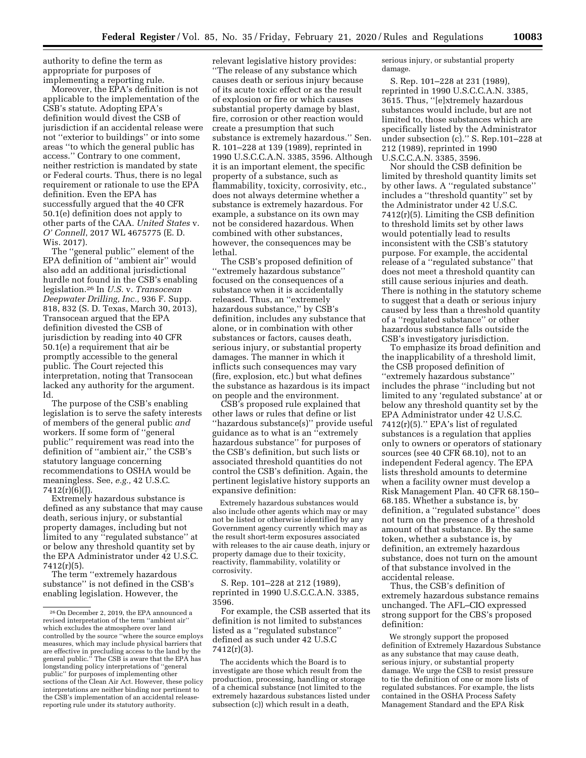authority to define the term as appropriate for purposes of implementing a reporting rule.

Moreover, the EPA's definition is not applicable to the implementation of the CSB's statute. Adopting EPA's definition would divest the CSB of jurisdiction if an accidental release were not ''exterior to buildings'' or into some areas ''to which the general public has access.'' Contrary to one comment, neither restriction is mandated by state or Federal courts. Thus, there is no legal requirement or rationale to use the EPA definition. Even the EPA has successfully argued that the 40 CFR 50.1(e) definition does not apply to other parts of the CAA. *United States* v. *O' Connell*, 2017 WL 4675775 (E. D. Wis. 2017).

The ''general public'' element of the EPA definition of ''ambient air'' would also add an additional jurisdictional hurdle not found in the CSB's enabling legislation.[26] In *U.S.* v. *Transocean Deepwater Drilling, Inc.,* 936 F. Supp. 818, 832 (S. D. Texas, March 30, 2013), Transocean argued that the EPA definition divested the CSB of jurisdiction by reading into 40 CFR 50.1(e) a requirement that air be promptly accessible to the general public. The Court rejected this interpretation, noting that Transocean lacked any authority for the argument. Id.

The purpose of the CSB's enabling legislation is to serve the safety interests of members of the general public *and* workers. If some form of ''general public'' requirement was read into the definition of ''ambient air,'' the CSB's statutory language concerning recommendations to OSHA would be meaningless. See, *e.g.,* 42 U.S.C. 7412(r)(6)(J).

Extremely hazardous substance is defined as any substance that may cause death, serious injury, or substantial property damages, including but not limited to any ''regulated substance'' at or below any threshold quantity set by the EPA Administrator under 42 U.S.C. 7412(r)(5).

The term ''extremely hazardous substance'' is not defined in the CSB's enabling legislation. However, the relevant legislative history provides: ''The release of any substance which causes death or serious injury because of its acute toxic effect or as the result of explosion or fire or which causes substantial property damage by blast, fire, corrosion or other reaction would create a presumption that such substance is extremely hazardous.'' Sen. R. 101–228 at 139 (1989), reprinted in 1990 U.S.C.C.A.N. 3385, 3596. Although it is an important element, the specific property of a substance, such as flammability, toxicity, corrosivity, etc., does not always determine whether a substance is extremely hazardous. For example, a substance on its own may not be considered hazardous. When combined with other substances, however, the consequences may be lethal.

The CSB's proposed definition of ''extremely hazardous substance'' focused on the consequences of a substance when it is accidentally released. Thus, an ''extremely hazardous substance,'' by CSB's definition, includes any substance that alone, or in combination with other substances or factors, causes death, serious injury, or substantial property damages. The manner in which it inflicts such consequences may vary (fire, explosion, etc.) but what defines the substance as hazardous is its impact on people and the environment.

CSB's proposed rule explained that other laws or rules that define or list ''hazardous substance(s)'' provide useful guidance as to what is an ''extremely hazardous substance'' for purposes of the CSB's definition, but such lists or associated threshold quantities do not control the CSB's definition. Again, the pertinent legislative history supports an expansive definition:

> Extremely hazardous substances would also include other agents which may or may not be listed or otherwise identified by any Government agency currently which may as the result short-term exposures associated with releases to the air cause death, injury or property damage due to their toxicity, reactivity, flammability, volatility or corrosivity.

S. Rep. 101–228 at 212 (1989), reprinted in 1990 U.S.C.C.A.N. 3385, 3596.

For example, the CSB asserted that its definition is not limited to substances listed as a ''regulated substance'' defined as such under 42 U.S.C 7412(r)(3).

> The accidents which the Board is to investigate are those which result from the production, processing, handling or storage of a chemical substance (not limited to the extremely hazardous substances listed under subsection (c)) which result in a death, serious injury, or substantial property damage.

S. Rep. 101–228 at 231 (1989), reprinted in 1990 U.S.C.C.A.N. 3385, 3615. Thus, ''[e]xtremely hazardous substances would include, but are not limited to, those substances which are specifically listed by the Administrator under subsection (c).'' S. Rep.101–228 at 212 (1989), reprinted in 1990 U.S.C.C.A.N. 3385, 3596.

Nor should the CSB definition be limited by threshold quantity limits set by other laws. A ''regulated substance'' includes a ''threshold quantity'' set by the Administrator under 42 U.S.C. 7412(r)(5). Limiting the CSB definition to threshold limits set by other laws would potentially lead to results inconsistent with the CSB's statutory purpose. For example, the accidental release of a ''regulated substance'' that does not meet a threshold quantity can still cause serious injuries and death. There is nothing in the statutory scheme to suggest that a death or serious injury caused by less than a threshold quantity of a ''regulated substance'' or other hazardous substance falls outside the CSB's investigatory jurisdiction.

To emphasize its broad definition and the inapplicability of a threshold limit, the CSB proposed definition of ''extremely hazardous substance'' includes the phrase ''including but not limited to any 'regulated substance' at or below any threshold quantity set by the EPA Administrator under 42 U.S.C. 7412(r)(5).'' EPA's list of regulated substances is a regulation that applies only to owners or operators of stationary sources (see 40 CFR 68.10), not to an independent Federal agency. The EPA lists threshold amounts to determine when a facility owner must develop a Risk Management Plan. 40 CFR 68.150–68.185. Whether a substance is, by definition, a ''regulated substance'' does not turn on the presence of a threshold amount of that substance. By the same token, whether a substance is, by definition, an extremely hazardous substance, does not turn on the amount of that substance involved in the accidental release.

Thus, the CSB's definition of extremely hazardous substance remains unchanged. The AFL–CIO expressed strong support for the CBS's proposed definition:

> We strongly support the proposed definition of Extremely Hazardous Substance as any substance that may cause death, serious injury, or substantial property damage. We urge the CSB to resist pressure to tie the definition of one or more lists of regulated substances. For example, the lists contained in the OSHA Process Safety Management Standard and the EPA Risk

---

[26] On December 2, 2019, the EPA announced a revised interpretation of the term ''ambient air'' which excludes the atmosphere over land controlled by the source ''where the source employs measures, which may include physical barriers that are effective in precluding access to the land by the general public.'' The CSB is aware that the EPA has longstanding policy interpretations of ''general public'' for purposes of implementing other sections of the Clean Air Act. However, these policy interpretations are neither binding nor pertinent to the CSB's implementation of an accidental release-reporting rule under its statutory authority.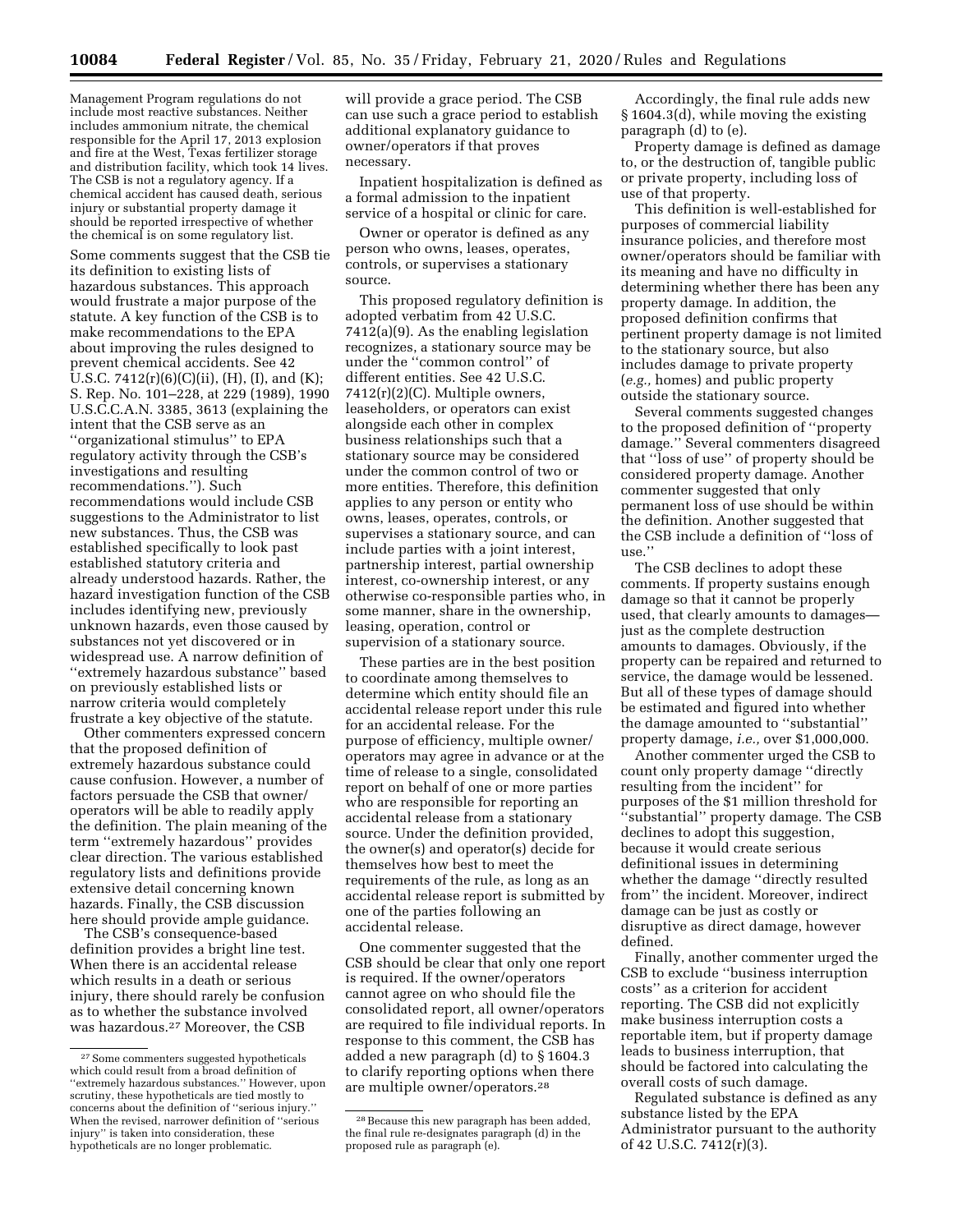Management Program regulations do not include most reactive substances. Neither includes ammonium nitrate, the chemical responsible for the April 17, 2013 explosion and fire at the West, Texas fertilizer storage and distribution facility, which took 14 lives. The CSB is not a regulatory agency. If a chemical accident has caused death, serious injury or substantial property damage it should be reported irrespective of whether the chemical is on some regulatory list.

Some comments suggest that the CSB tie its definition to existing lists of hazardous substances. This approach would frustrate a major purpose of the statute. A key function of the CSB is to make recommendations to the EPA about improving the rules designed to prevent chemical accidents. See 42 U.S.C. 7412(r)(6)(C)(ii), (H), (I), and (K); S. Rep. No. 101–228, at 229 (1989), 1990 U.S.C.C.A.N. 3385, 3613 (explaining the intent that the CSB serve as an ''organizational stimulus'' to EPA regulatory activity through the CSB's investigations and resulting recommendations.''). Such recommendations would include CSB suggestions to the Administrator to list new substances. Thus, the CSB was established specifically to look past established statutory criteria and already understood hazards. Rather, the hazard investigation function of the CSB includes identifying new, previously unknown hazards, even those caused by substances not yet discovered or in widespread use. A narrow definition of ''extremely hazardous substance'' based on previously established lists or narrow criteria would completely frustrate a key objective of the statute.

Other commenters expressed concern that the proposed definition of extremely hazardous substance could cause confusion. However, a number of factors persuade the CSB that owner/operators will be able to readily apply the definition. The plain meaning of the term ''extremely hazardous'' provides clear direction. The various established regulatory lists and definitions provide extensive detail concerning known hazards. Finally, the CSB discussion here should provide ample guidance.

The CSB's consequence-based definition provides a bright line test. When there is an accidental release which results in a death or serious injury, there should rarely be confusion as to whether the substance involved was hazardous.[27] Moreover, the CSB will provide a grace period. The CSB can use such a grace period to establish additional explanatory guidance to owner/operators if that proves necessary.

Inpatient hospitalization is defined as a formal admission to the inpatient service of a hospital or clinic for care.

Owner or operator is defined as any person who owns, leases, operates, controls, or supervises a stationary source.

This proposed regulatory definition is adopted verbatim from 42 U.S.C. 7412(a)(9). As the enabling legislation recognizes, a stationary source may be under the ''common control'' of different entities. See 42 U.S.C. 7412(r)(2)(C). Multiple owners, leaseholders, or operators can exist alongside each other in complex business relationships such that a stationary source may be considered under the common control of two or more entities. Therefore, this definition applies to any person or entity who owns, leases, operates, controls, or supervises a stationary source, and can include parties with a joint interest, partnership interest, partial ownership interest, co-ownership interest, or any otherwise co-responsible parties who, in some manner, share in the ownership, leasing, operation, control or supervision of a stationary source.

These parties are in the best position to coordinate among themselves to determine which entity should file an accidental release report under this rule for an accidental release. For the purpose of efficiency, multiple owner/operators may agree in advance or at the time of release to a single, consolidated report on behalf of one or more parties who are responsible for reporting an accidental release from a stationary source. Under the definition provided, the owner(s) and operator(s) decide for themselves how best to meet the requirements of the rule, as long as an accidental release report is submitted by one of the parties following an accidental release.

One commenter suggested that the CSB should be clear that only one report is required. If the owner/operators cannot agree on who should file the consolidated report, all owner/operators are required to file individual reports. In response to this comment, the CSB has added a new paragraph (d) to § 1604.3 to clarify reporting options when there are multiple owner/operators.[28]

Accordingly, the final rule adds new § 1604.3(d), while moving the existing paragraph (d) to (e).

Property damage is defined as damage to, or the destruction of, tangible public or private property, including loss of use of that property.

This definition is well-established for purposes of commercial liability insurance policies, and therefore most owner/operators should be familiar with its meaning and have no difficulty in determining whether there has been any property damage. In addition, the proposed definition confirms that pertinent property damage is not limited to the stationary source, but also includes damage to private property (*e.g.,* homes) and public property outside the stationary source.

Several comments suggested changes to the proposed definition of ''property damage.'' Several commenters disagreed that ''loss of use'' of property should be considered property damage. Another commenter suggested that only permanent loss of use should be within the definition. Another suggested that the CSB include a definition of ''loss of use.''

The CSB declines to adopt these comments. If property sustains enough damage so that it cannot be properly used, that clearly amounts to damages—just as the complete destruction amounts to damages. Obviously, if the property can be repaired and returned to service, the damage would be lessened. But all of these types of damage should be estimated and figured into whether the damage amounted to ''substantial'' property damage, *i.e.,* over $1,000,000.

Another commenter urged the CSB to count only property damage ''directly resulting from the incident'' for purposes of the $1 million threshold for ''substantial'' property damage. The CSB declines to adopt this suggestion, because it would create serious definitional issues in determining whether the damage ''directly resulted from'' the incident. Moreover, indirect damage can be just as costly or disruptive as direct damage, however defined.

Finally, another commenter urged the CSB to exclude ''business interruption costs'' as a criterion for accident reporting. The CSB did not explicitly make business interruption costs a reportable item, but if property damage leads to business interruption, that should be factored into calculating the overall costs of such damage.

Regulated substance is defined as any substance listed by the EPA Administrator pursuant to the authority of 42 U.S.C. 7412(r)(3).

[27] Some commenters suggested hypotheticals which could result from a broad definition of ''extremely hazardous substances.'' However, upon scrutiny, these hypotheticals are tied mostly to concerns about the definition of ''serious injury.'' When the revised, narrower definition of ''serious injury'' is taken into consideration, these hypotheticals are no longer problematic.

[28] Because this new paragraph has been added, the final rule re-designates paragraph (d) in the proposed rule as paragraph (e).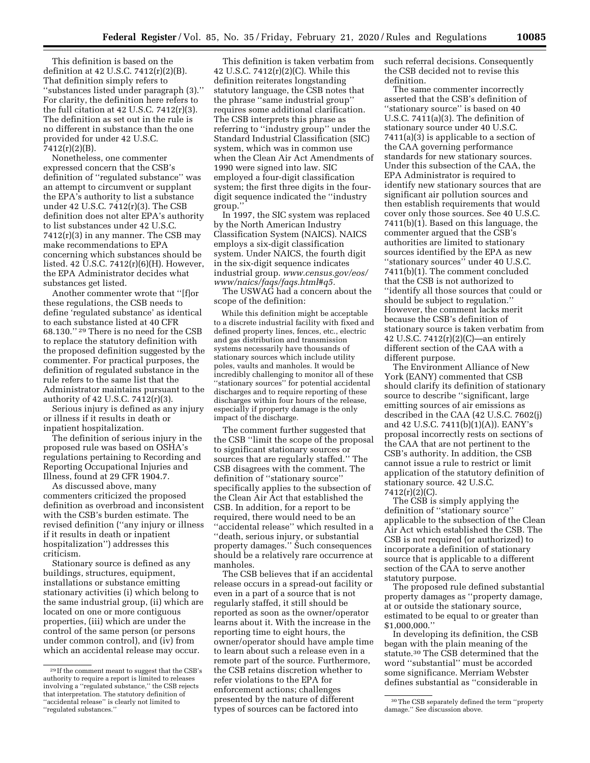This definition is based on the definition at 42 U.S.C. 7412(r)(2)(B). That definition simply refers to ''substances listed under paragraph (3).'' For clarity, the definition here refers to the full citation at 42 U.S.C. 7412(r)(3). The definition as set out in the rule is no different in substance than the one provided for under 42 U.S.C. 7412(r)(2)(B).

Nonetheless, one commenter expressed concern that the CSB's definition of ''regulated substance'' was an attempt to circumvent or supplant the EPA's authority to list a substance under 42 U.S.C. 7412(r)(3). The CSB definition does not alter EPA's authority to list substances under 42 U.S.C. 7412(r)(3) in any manner. The CSB may make recommendations to EPA concerning which substances should be listed. 42 U.S.C. 7412(r)(6)(H). However, the EPA Administrator decides what substances get listed.

Another commenter wrote that ''[f]or these regulations, the CSB needs to define 'regulated substance' as identical to each substance listed at 40 CFR 68.130.''[29] There is no need for the CSB to replace the statutory definition with the proposed definition suggested by the commenter. For practical purposes, the definition of regulated substance in the rule refers to the same list that the Administrator maintains pursuant to the authority of 42 U.S.C. 7412(r)(3).

Serious injury is defined as any injury or illness if it results in death or inpatient hospitalization.

The definition of serious injury in the proposed rule was based on OSHA's regulations pertaining to Recording and Reporting Occupational Injuries and Illness, found at 29 CFR 1904.7.

As discussed above, many commenters criticized the proposed definition as overbroad and inconsistent with the CSB's burden estimate. The revised definition (''any injury or illness if it results in death or inpatient hospitalization'') addresses this criticism.

Stationary source is defined as any buildings, structures, equipment, installations or substance emitting stationary activities (i) which belong to the same industrial group, (ii) which are located on one or more contiguous properties, (iii) which are under the control of the same person (or persons under common control), and (iv) from which an accidental release may occur.

This definition is taken verbatim from 42 U.S.C. 7412(r)(2)(C). While this definition reiterates longstanding statutory language, the CSB notes that the phrase ''same industrial group'' requires some additional clarification. The CSB interprets this phrase as referring to ''industry group'' under the Standard Industrial Classification (SIC) system, which was in common use when the Clean Air Act Amendments of 1990 were signed into law. SIC employed a four-digit classification system; the first three digits in the four-digit sequence indicated the ''industry group.''

In 1997, the SIC system was replaced by the North American Industry Classification System (NAICS). NAICS employs a six-digit classification system. Under NAICS, the fourth digit in the six-digit sequence indicates industrial group. *www.census.gov/eos/www/naics/faqs/faqs.html#q5.*

The USWAG had a concern about the scope of the definition:

> While this definition might be acceptable to a discrete industrial facility with fixed and defined property lines, fences, etc., electric and gas distribution and transmission systems necessarily have thousands of stationary sources which include utility poles, vaults and manholes. It would be incredibly challenging to monitor all of these ''stationary sources'' for potential accidental discharges and to require reporting of these discharges within four hours of the release, especially if property damage is the only impact of the discharge.

The comment further suggested that the CSB ''limit the scope of the proposal to significant stationary sources or sources that are regularly staffed.'' The CSB disagrees with the comment. The definition of ''stationary source'' specifically applies to the subsection of the Clean Air Act that established the CSB. In addition, for a report to be required, there would need to be an ''accidental release'' which resulted in a ''death, serious injury, or substantial property damages.'' Such consequences should be a relatively rare occurrence at manholes.

The CSB believes that if an accidental release occurs in a spread-out facility or even in a part of a source that is not regularly staffed, it still should be reported as soon as the owner/operator learns about it. With the increase in the reporting time to eight hours, the owner/operator should have ample time to learn about such a release even in a remote part of the source. Furthermore, the CSB retains discretion whether to refer violations to the EPA for enforcement actions; challenges presented by the nature of different types of sources can be factored into such referral decisions. Consequently the CSB decided not to revise this definition.

The same commenter incorrectly asserted that the CSB's definition of ''stationary source'' is based on 40 U.S.C. 7411(a)(3). The definition of stationary source under 40 U.S.C. 7411(a)(3) is applicable to a section of the CAA governing performance standards for new stationary sources. Under this subsection of the CAA, the EPA Administrator is required to identify new stationary sources that are significant air pollution sources and then establish requirements that would cover only those sources. See 40 U.S.C. 7411(b)(1). Based on this language, the commenter argued that the CSB's authorities are limited to stationary sources identified by the EPA as new ''stationary sources'' under 40 U.S.C. 7411(b)(1). The comment concluded that the CSB is not authorized to ''identify all those sources that could or should be subject to regulation.'' However, the comment lacks merit because the CSB's definition of stationary source is taken verbatim from 42 U.S.C. 7412(r)(2)(C)—an entirely different section of the CAA with a different purpose.

The Environment Alliance of New York (EANY) commented that CSB should clarify its definition of stationary source to describe ''significant, large emitting sources of air emissions as described in the CAA (42 U.S.C. 7602(j) and 42 U.S.C. 7411(b)(1)(A)). EANY's proposal incorrectly rests on sections of the CAA that are not pertinent to the CSB's authority. In addition, the CSB cannot issue a rule to restrict or limit application of the statutory definition of stationary source. 42 U.S.C. 7412(r)(2)(C).

The CSB is simply applying the definition of ''stationary source'' applicable to the subsection of the Clean Air Act which established the CSB. The CSB is not required (or authorized) to incorporate a definition of stationary source that is applicable to a different section of the CAA to serve another statutory purpose.

The proposed rule defined substantial property damages as ''property damage, at or outside the stationary source, estimated to be equal to or greater than $1,000,000.''

In developing its definition, the CSB began with the plain meaning of the statute.[30] The CSB determined that the word ''substantial'' must be accorded some significance. Merriam Webster defines substantial as ''considerable in

[29] If the comment meant to suggest that the CSB's authority to require a report is limited to releases involving a ''regulated substance,'' the CSB rejects that interpretation. The statutory definition of ''accidental release'' is clearly not limited to ''regulated substances.''

[30] The CSB separately defined the term ''property damage.'' See discussion above.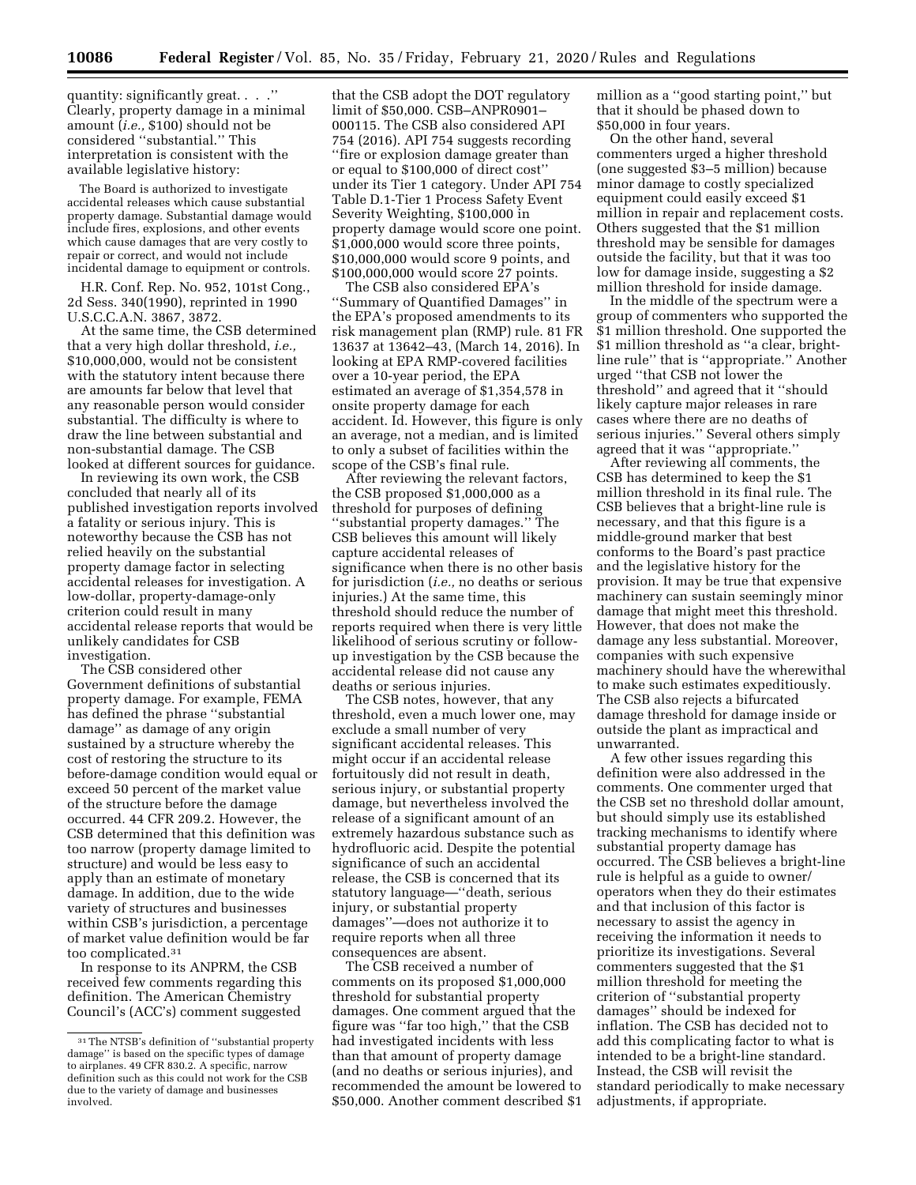quantity: significantly great. . . .'' Clearly, property damage in a minimal amount (*i.e.,* $100) should not be considered ''substantial.'' This interpretation is consistent with the available legislative history:

> The Board is authorized to investigate accidental releases which cause substantial property damage. Substantial damage would include fires, explosions, and other events which cause damages that are very costly to repair or correct, and would not include incidental damage to equipment or controls.

H.R. Conf. Rep. No. 952, 101st Cong., 2d Sess. 340(1990), reprinted in 1990 U.S.C.C.A.N. 3867, 3872.

At the same time, the CSB determined that a very high dollar threshold, *i.e.,* $10,000,000, would not be consistent with the statutory intent because there are amounts far below that level that any reasonable person would consider substantial. The difficulty is where to draw the line between substantial and non-substantial damage. The CSB looked at different sources for guidance.

In reviewing its own work, the CSB concluded that nearly all of its published investigation reports involved a fatality or serious injury. This is noteworthy because the CSB has not relied heavily on the substantial property damage factor in selecting accidental releases for investigation. A low-dollar, property-damage-only criterion could result in many accidental release reports that would be unlikely candidates for CSB investigation.

The CSB considered other Government definitions of substantial property damage. For example, FEMA has defined the phrase ''substantial damage'' as damage of any origin sustained by a structure whereby the cost of restoring the structure to its before-damage condition would equal or exceed 50 percent of the market value of the structure before the damage occurred. 44 CFR 209.2. However, the CSB determined that this definition was too narrow (property damage limited to structure) and would be less easy to apply than an estimate of monetary damage. In addition, due to the wide variety of structures and businesses within CSB's jurisdiction, a percentage of market value definition would be far too complicated.[31]

In response to its ANPRM, the CSB received few comments regarding this definition. The American Chemistry Council's (ACC's) comment suggested that the CSB adopt the DOT regulatory limit of $50,000. CSB–ANPR0901–000115. The CSB also considered API 754 (2016). API 754 suggests recording ''fire or explosion damage greater than or equal to $100,000 of direct cost'' under its Tier 1 category. Under API 754 Table D.1-Tier 1 Process Safety Event Severity Weighting, $100,000 in property damage would score one point. $1,000,000 would score three points, $10,000,000 would score 9 points, and $100,000,000 would score 27 points.

The CSB also considered EPA's ''Summary of Quantified Damages'' in the EPA's proposed amendments to its risk management plan (RMP) rule. 81 FR 13637 at 13642–43, (March 14, 2016). In looking at EPA RMP-covered facilities over a 10-year period, the EPA estimated an average of $1,354,578 in onsite property damage for each accident. Id. However, this figure is only an average, not a median, and is limited to only a subset of facilities within the scope of the CSB's final rule.

After reviewing the relevant factors, the CSB proposed $1,000,000 as a threshold for purposes of defining ''substantial property damages.'' The CSB believes this amount will likely capture accidental releases of significance when there is no other basis for jurisdiction (*i.e.,* no deaths or serious injuries.) At the same time, this threshold should reduce the number of reports required when there is very little likelihood of serious scrutiny or follow-up investigation by the CSB because the accidental release did not cause any deaths or serious injuries.

The CSB notes, however, that any threshold, even a much lower one, may exclude a small number of very significant accidental releases. This might occur if an accidental release fortuitously did not result in death, serious injury, or substantial property damage, but nevertheless involved the release of a significant amount of an extremely hazardous substance such as hydrofluoric acid. Despite the potential significance of such an accidental release, the CSB is concerned that its statutory language—''death, serious injury, or substantial property damages''—does not authorize it to require reports when all three consequences are absent.

The CSB received a number of comments on its proposed $1,000,000 threshold for substantial property damages. One comment argued that the figure was ''far too high,'' that the CSB had investigated incidents with less than that amount of property damage (and no deaths or serious injuries), and recommended the amount be lowered to $50,000. Another comment described $1 million as a ''good starting point,'' but that it should be phased down to $50,000 in four years.

On the other hand, several commenters urged a higher threshold (one suggested $3–5 million) because minor damage to costly specialized equipment could easily exceed $1 million in repair and replacement costs. Others suggested that the $1 million threshold may be sensible for damages outside the facility, but that it was too low for damage inside, suggesting a $2 million threshold for inside damage.

In the middle of the spectrum were a group of commenters who supported the $1 million threshold. One supported the $1 million threshold as ''a clear, bright-line rule'' that is ''appropriate.'' Another urged ''that CSB not lower the threshold'' and agreed that it ''should likely capture major releases in rare cases where there are no deaths of serious injuries.'' Several others simply agreed that it was ''appropriate.''

After reviewing all comments, the CSB has determined to keep the $1 million threshold in its final rule. The CSB believes that a bright-line rule is necessary, and that this figure is a middle-ground marker that best conforms to the Board's past practice and the legislative history for the provision. It may be true that expensive machinery can sustain seemingly minor damage that might meet this threshold. However, that does not make the damage any less substantial. Moreover, companies with such expensive machinery should have the wherewithal to make such estimates expeditiously. The CSB also rejects a bifurcated damage threshold for damage inside or outside the plant as impractical and unwarranted.

A few other issues regarding this definition were also addressed in the comments. One commenter urged that the CSB set no threshold dollar amount, but should simply use its established tracking mechanisms to identify where substantial property damage has occurred. The CSB believes a bright-line rule is helpful as a guide to owner/operators when they do their estimates and that inclusion of this factor is necessary to assist the agency in receiving the information it needs to prioritize its investigations. Several commenters suggested that the $1 million threshold for meeting the criterion of ''substantial property damages'' should be indexed for inflation. The CSB has decided not to add this complicating factor to what is intended to be a bright-line standard. Instead, the CSB will revisit the standard periodically to make necessary adjustments, if appropriate.

---

[31] The NTSB's definition of ''substantial property damage'' is based on the specific types of damage to airplanes. 49 CFR 830.2. A specific, narrow definition such as this could not work for the CSB due to the variety of damage and businesses involved.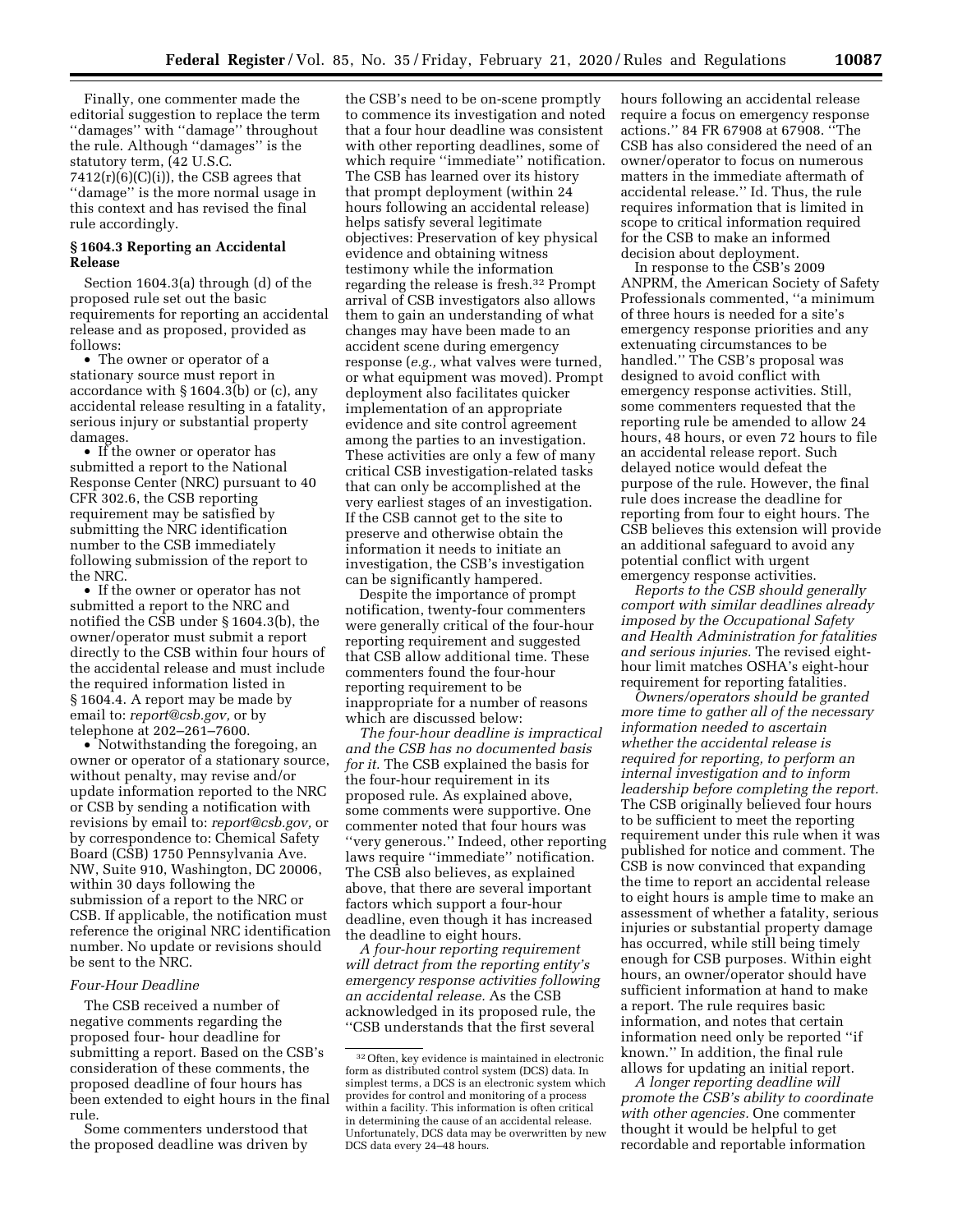Finally, one commenter made the editorial suggestion to replace the term ''damages'' with ''damage'' throughout the rule. Although ''damages'' is the statutory term, (42 U.S.C. 7412(r)(6)(C)(i)), the CSB agrees that ''damage'' is the more normal usage in this context and has revised the final rule accordingly.

### § 1604.3 Reporting an Accidental Release

Section 1604.3(a) through (d) of the proposed rule set out the basic requirements for reporting an accidental release and as proposed, provided as follows:

- The owner or operator of a stationary source must report in accordance with § 1604.3(b) or (c), any accidental release resulting in a fatality, serious injury or substantial property damages.
- If the owner or operator has submitted a report to the National Response Center (NRC) pursuant to 40 CFR 302.6, the CSB reporting requirement may be satisfied by submitting the NRC identification number to the CSB immediately following submission of the report to the NRC.
- If the owner or operator has not submitted a report to the NRC and notified the CSB under § 1604.3(b), the owner/operator must submit a report directly to the CSB within four hours of the accidental release and must include the required information listed in § 1604.4. A report may be made by email to: *report@csb.gov,* or by telephone at 202–261–7600.
- Notwithstanding the foregoing, an owner or operator of a stationary source, without penalty, may revise and/or update information reported to the NRC or CSB by sending a notification with revisions by email to: *report@csb.gov,* or by correspondence to: Chemical Safety Board (CSB) 1750 Pennsylvania Ave. NW, Suite 910, Washington, DC 20006, within 30 days following the submission of a report to the NRC or CSB. If applicable, the notification must reference the original NRC identification number. No update or revisions should be sent to the NRC.

*Four-Hour Deadline*

The CSB received a number of negative comments regarding the proposed four- hour deadline for submitting a report. Based on the CSB's consideration of these comments, the proposed deadline of four hours has been extended to eight hours in the final rule.

Some commenters understood that the proposed deadline was driven by the CSB's need to be on-scene promptly to commence its investigation and noted that a four hour deadline was consistent with other reporting deadlines, some of which require ''immediate'' notification. The CSB has learned over its history that prompt deployment (within 24 hours following an accidental release) helps satisfy several legitimate objectives: Preservation of key physical evidence and obtaining witness testimony while the information regarding the release is fresh.[32] Prompt arrival of CSB investigators also allows them to gain an understanding of what changes may have been made to an accident scene during emergency response (*e.g.,* what valves were turned, or what equipment was moved). Prompt deployment also facilitates quicker implementation of an appropriate evidence and site control agreement among the parties to an investigation. These activities are only a few of many critical CSB investigation-related tasks that can only be accomplished at the very earliest stages of an investigation. If the CSB cannot get to the site to preserve and otherwise obtain the information it needs to initiate an investigation, the CSB's investigation can be significantly hampered.

Despite the importance of prompt notification, twenty-four commenters were generally critical of the four-hour reporting requirement and suggested that CSB allow additional time. These commenters found the four-hour reporting requirement to be inappropriate for a number of reasons which are discussed below:

*The four-hour deadline is impractical and the CSB has no documented basis for it.* The CSB explained the basis for the four-hour requirement in its proposed rule. As explained above, some comments were supportive. One commenter noted that four hours was ''very generous.'' Indeed, other reporting laws require ''immediate'' notification. The CSB also believes, as explained above, that there are several important factors which support a four-hour deadline, even though it has increased the deadline to eight hours.

*A four-hour reporting requirement will detract from the reporting entity's emergency response activities following an accidental release.* As the CSB acknowledged in its proposed rule, the ''CSB understands that the first several hours following an accidental release require a focus on emergency response actions.'' 84 FR 67908 at 67908. ''The CSB has also considered the need of an owner/operator to focus on numerous matters in the immediate aftermath of accidental release.'' Id. Thus, the rule requires information that is limited in scope to critical information required for the CSB to make an informed decision about deployment.

In response to the CSB's 2009 ANPRM, the American Society of Safety Professionals commented, ''a minimum of three hours is needed for a site's emergency response priorities and any extenuating circumstances to be handled.'' The CSB's proposal was designed to avoid conflict with emergency response activities. Still, some commenters requested that the reporting rule be amended to allow 24 hours, 48 hours, or even 72 hours to file an accidental release report. Such delayed notice would defeat the purpose of the rule. However, the final rule does increase the deadline for reporting from four to eight hours. The CSB believes this extension will provide an additional safeguard to avoid any potential conflict with urgent emergency response activities.

*Reports to the CSB should generally comport with similar deadlines already imposed by the Occupational Safety and Health Administration for fatalities and serious injuries.* The revised eight-hour limit matches OSHA's eight-hour requirement for reporting fatalities.

*Owners/operators should be granted more time to gather all of the necessary information needed to ascertain whether the accidental release is required for reporting, to perform an internal investigation and to inform leadership before completing the report.* The CSB originally believed four hours to be sufficient to meet the reporting requirement under this rule when it was published for notice and comment. The CSB is now convinced that expanding the time to report an accidental release to eight hours is ample time to make an assessment of whether a fatality, serious injuries or substantial property damage has occurred, while still being timely enough for CSB purposes. Within eight hours, an owner/operator should have sufficient information at hand to make a report. The rule requires basic information, and notes that certain information need only be reported ''if known.'' In addition, the final rule allows for updating an initial report.

*A longer reporting deadline will promote the CSB's ability to coordinate with other agencies.* One commenter thought it would be helpful to get recordable and reportable information

---

[32] Often, key evidence is maintained in electronic form as distributed control system (DCS) data. In simplest terms, a DCS is an electronic system which provides for control and monitoring of a process within a facility. This information is often critical in determining the cause of an accidental release. Unfortunately, DCS data may be overwritten by new DCS data every 24–48 hours.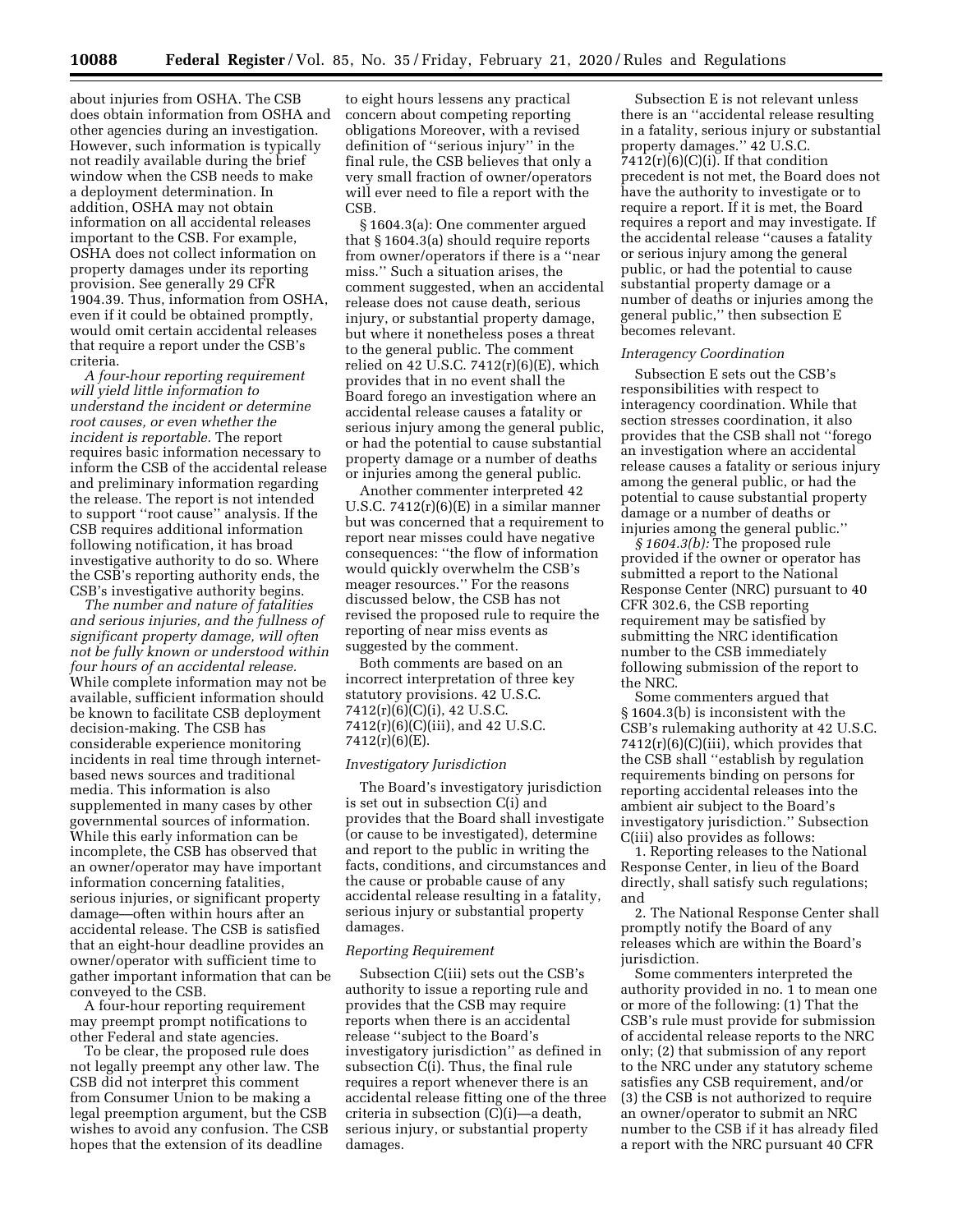about injuries from OSHA. The CSB does obtain information from OSHA and other agencies during an investigation. However, such information is typically not readily available during the brief window when the CSB needs to make a deployment determination. In addition, OSHA may not obtain information on all accidental releases important to the CSB. For example, OSHA does not collect information on property damages under its reporting provision. See generally 29 CFR 1904.39. Thus, information from OSHA, even if it could be obtained promptly, would omit certain accidental releases that require a report under the CSB's criteria.

*A four-hour reporting requirement will yield little information to understand the incident or determine root causes, or even whether the incident is reportable.* The report requires basic information necessary to inform the CSB of the accidental release and preliminary information regarding the release. The report is not intended to support ''root cause'' analysis. If the CSB requires additional information following notification, it has broad investigative authority to do so. Where the CSB's reporting authority ends, the CSB's investigative authority begins.

*The number and nature of fatalities and serious injuries, and the fullness of significant property damage, will often not be fully known or understood within four hours of an accidental release.* While complete information may not be available, sufficient information should be known to facilitate CSB deployment decision-making. The CSB has considerable experience monitoring incidents in real time through internet-based news sources and traditional media. This information is also supplemented in many cases by other governmental sources of information. While this early information can be incomplete, the CSB has observed that an owner/operator may have important information concerning fatalities, serious injuries, or significant property damage—often within hours after an accidental release. The CSB is satisfied that an eight-hour deadline provides an owner/operator with sufficient time to gather important information that can be conveyed to the CSB.

A four-hour reporting requirement may preempt prompt notifications to other Federal and state agencies.

To be clear, the proposed rule does not legally preempt any other law. The CSB did not interpret this comment from Consumer Union to be making a legal preemption argument, but the CSB wishes to avoid any confusion. The CSB hopes that the extension of its deadline to eight hours lessens any practical concern about competing reporting obligations Moreover, with a revised definition of ''serious injury'' in the final rule, the CSB believes that only a very small fraction of owner/operators will ever need to file a report with the CSB.

§ 1604.3(a): One commenter argued that § 1604.3(a) should require reports from owner/operators if there is a ''near miss.'' Such a situation arises, the comment suggested, when an accidental release does not cause death, serious injury, or substantial property damage, but where it nonetheless poses a threat to the general public. The comment relied on 42 U.S.C. 7412(r)(6)(E), which provides that in no event shall the Board forego an investigation where an accidental release causes a fatality or serious injury among the general public, or had the potential to cause substantial property damage or a number of deaths or injuries among the general public.

Another commenter interpreted 42 U.S.C. 7412(r)(6)(E) in a similar manner but was concerned that a requirement to report near misses could have negative consequences: ''the flow of information would quickly overwhelm the CSB's meager resources.'' For the reasons discussed below, the CSB has not revised the proposed rule to require the reporting of near miss events as suggested by the comment.

Both comments are based on an incorrect interpretation of three key statutory provisions. 42 U.S.C. 7412(r)(6)(C)(i), 42 U.S.C. 7412(r)(6)(C)(iii), and 42 U.S.C. 7412(r)(6)(E).

*Investigatory Jurisdiction*

The Board's investigatory jurisdiction is set out in subsection C(i) and provides that the Board shall investigate (or cause to be investigated), determine and report to the public in writing the facts, conditions, and circumstances and the cause or probable cause of any accidental release resulting in a fatality, serious injury or substantial property damages.

*Reporting Requirement*

Subsection C(iii) sets out the CSB's authority to issue a reporting rule and provides that the CSB may require reports when there is an accidental release ''subject to the Board's investigatory jurisdiction'' as defined in subsection C(i). Thus, the final rule requires a report whenever there is an accidental release fitting one of the three criteria in subsection (C)(i)—a death, serious injury, or substantial property damages.

Subsection E is not relevant unless there is an ''accidental release resulting in a fatality, serious injury or substantial property damages.'' 42 U.S.C. 7412(r)(6)(C)(i). If that condition precedent is not met, the Board does not have the authority to investigate or to require a report. If it is met, the Board requires a report and may investigate. If the accidental release ''causes a fatality or serious injury among the general public, or had the potential to cause substantial property damage or a number of deaths or injuries among the general public,'' then subsection E becomes relevant.

*Interagency Coordination*

Subsection E sets out the CSB's responsibilities with respect to interagency coordination. While that section stresses coordination, it also provides that the CSB shall not ''forego an investigation where an accidental release causes a fatality or serious injury among the general public, or had the potential to cause substantial property damage or a number of deaths or injuries among the general public.''

*§ 1604.3(b):* The proposed rule provided if the owner or operator has submitted a report to the National Response Center (NRC) pursuant to 40 CFR 302.6, the CSB reporting requirement may be satisfied by submitting the NRC identification number to the CSB immediately following submission of the report to the NRC.

Some commenters argued that § 1604.3(b) is inconsistent with the CSB's rulemaking authority at 42 U.S.C. 7412(r)(6)(C)(iii), which provides that the CSB shall ''establish by regulation requirements binding on persons for reporting accidental releases into the ambient air subject to the Board's investigatory jurisdiction.'' Subsection C(iii) also provides as follows:

1. Reporting releases to the National Response Center, in lieu of the Board directly, shall satisfy such regulations; and

2. The National Response Center shall promptly notify the Board of any releases which are within the Board's jurisdiction.

Some commenters interpreted the authority provided in no. 1 to mean one or more of the following: (1) That the CSB's rule must provide for submission of accidental release reports to the NRC only; (2) that submission of any report to the NRC under any statutory scheme satisfies any CSB requirement, and/or (3) the CSB is not authorized to require an owner/operator to submit an NRC number to the CSB if it has already filed a report with the NRC pursuant 40 CFR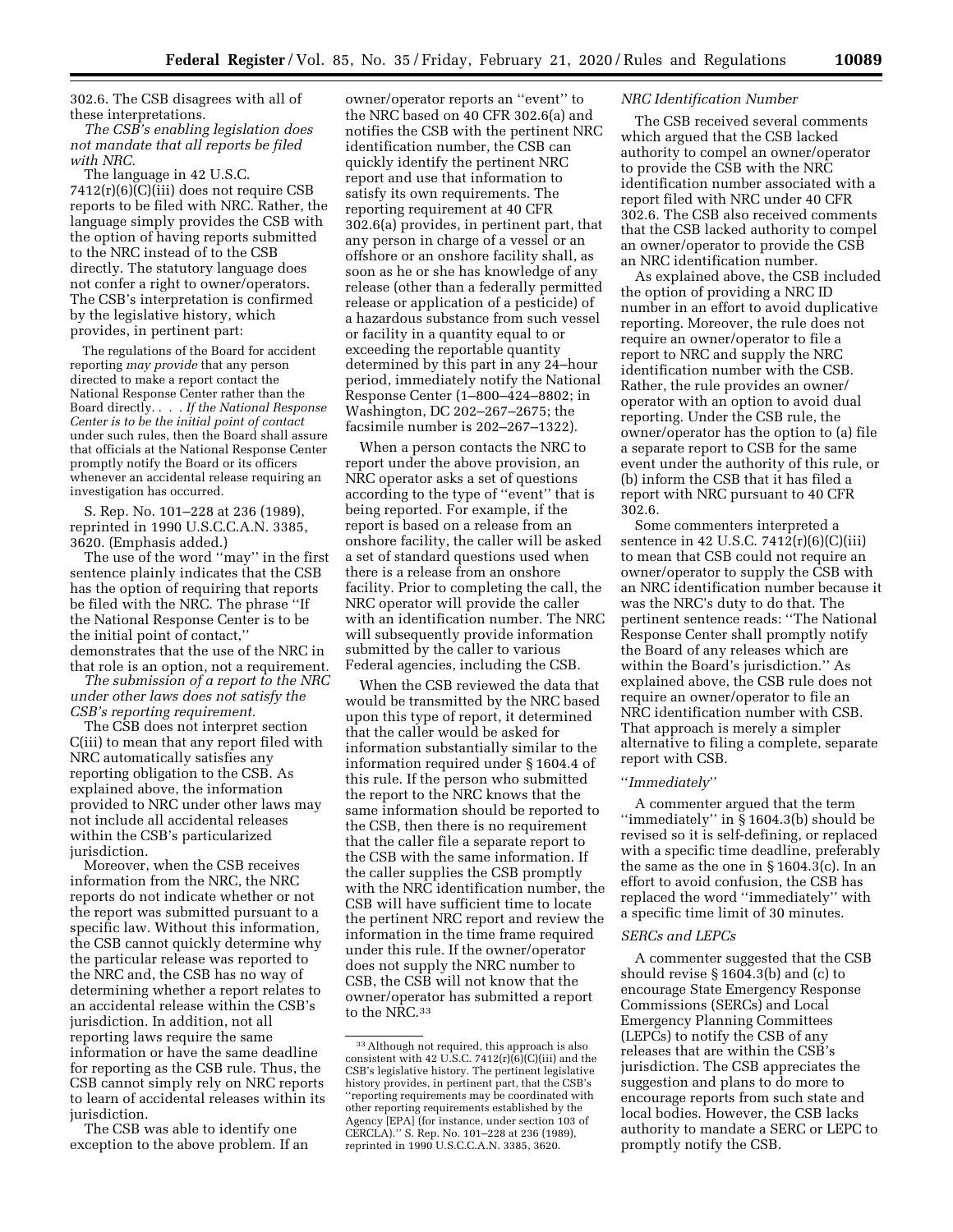302.6. The CSB disagrees with all of these interpretations.

*The CSB's enabling legislation does not mandate that all reports be filed with NRC.*

The language in 42 U.S.C. 7412(r)(6)(C)(iii) does not require CSB reports to be filed with NRC. Rather, the language simply provides the CSB with the option of having reports submitted to the NRC instead of to the CSB directly. The statutory language does not confer a right to owner/operators. The CSB's interpretation is confirmed by the legislative history, which provides, in pertinent part:

> The regulations of the Board for accident reporting *may provide* that any person directed to make a report contact the National Response Center rather than the Board directly. . . . *If the National Response Center is to be the initial point of contact* under such rules, then the Board shall assure that officials at the National Response Center promptly notify the Board or its officers whenever an accidental release requiring an investigation has occurred.

S. Rep. No. 101–228 at 236 (1989), reprinted in 1990 U.S.C.C.A.N. 3385, 3620. (Emphasis added.)

The use of the word ''may'' in the first sentence plainly indicates that the CSB has the option of requiring that reports be filed with the NRC. The phrase ''If the National Response Center is to be the initial point of contact,'' demonstrates that the use of the NRC in that role is an option, not a requirement.

*The submission of a report to the NRC under other laws does not satisfy the CSB's reporting requirement.*

The CSB does not interpret section C(iii) to mean that any report filed with NRC automatically satisfies any reporting obligation to the CSB. As explained above, the information provided to NRC under other laws may not include all accidental releases within the CSB's particularized jurisdiction.

Moreover, when the CSB receives information from the NRC, the NRC reports do not indicate whether or not the report was submitted pursuant to a specific law. Without this information, the CSB cannot quickly determine why the particular release was reported to the NRC and, the CSB has no way of determining whether a report relates to an accidental release within the CSB's jurisdiction. In addition, not all reporting laws require the same information or have the same deadline for reporting as the CSB rule. Thus, the CSB cannot simply rely on NRC reports to learn of accidental releases within its jurisdiction.

The CSB was able to identify one exception to the above problem. If an owner/operator reports an ''event'' to the NRC based on 40 CFR 302.6(a) and notifies the CSB with the pertinent NRC identification number, the CSB can quickly identify the pertinent NRC report and use that information to satisfy its own requirements. The reporting requirement at 40 CFR 302.6(a) provides, in pertinent part, that any person in charge of a vessel or an offshore or an onshore facility shall, as soon as he or she has knowledge of any release (other than a federally permitted release or application of a pesticide) of a hazardous substance from such vessel or facility in a quantity equal to or exceeding the reportable quantity determined by this part in any 24–hour period, immediately notify the National Response Center (1–800–424–8802; in Washington, DC 202–267–2675; the facsimile number is 202–267–1322).

When a person contacts the NRC to report under the above provision, an NRC operator asks a set of questions according to the type of ''event'' that is being reported. For example, if the report is based on a release from an onshore facility, the caller will be asked a set of standard questions used when there is a release from an onshore facility. Prior to completing the call, the NRC operator will provide the caller with an identification number. The NRC will subsequently provide information submitted by the caller to various Federal agencies, including the CSB.

When the CSB reviewed the data that would be transmitted by the NRC based upon this type of report, it determined that the caller would be asked for information substantially similar to the information required under § 1604.4 of this rule. If the person who submitted the report to the NRC knows that the same information should be reported to the CSB, then there is no requirement that the caller file a separate report to the CSB with the same information. If the caller supplies the CSB promptly with the NRC identification number, the CSB will have sufficient time to locate the pertinent NRC report and review the information in the time frame required under this rule. If the owner/operator does not supply the NRC number to CSB, the CSB will not know that the owner/operator has submitted a report to the NRC.[33]

[33] Although not required, this approach is also consistent with 42 U.S.C. 7412(r)(6)(C)(iii) and the CSB's legislative history. The pertinent legislative history provides, in pertinent part, that the CSB's ''reporting requirements may be coordinated with other reporting requirements established by the Agency [EPA] (for instance, under section 103 of CERCLA).'' S. Rep. No. 101–228 at 236 (1989), reprinted in 1990 U.S.C.C.A.N. 3385, 3620.

*NRC Identification Number*

The CSB received several comments which argued that the CSB lacked authority to compel an owner/operator to provide the CSB with the NRC identification number associated with a report filed with NRC under 40 CFR 302.6. The CSB also received comments that the CSB lacked authority to compel an owner/operator to provide the CSB an NRC identification number.

As explained above, the CSB included the option of providing a NRC ID number in an effort to avoid duplicative reporting. Moreover, the rule does not require an owner/operator to file a report to NRC and supply the NRC identification number with the CSB. Rather, the rule provides an owner/operator with an option to avoid dual reporting. Under the CSB rule, the owner/operator has the option to (a) file a separate report to CSB for the same event under the authority of this rule, or (b) inform the CSB that it has filed a report with NRC pursuant to 40 CFR 302.6.

Some commenters interpreted a sentence in 42 U.S.C. 7412(r)(6)(C)(iii) to mean that CSB could not require an owner/operator to supply the CSB with an NRC identification number because it was the NRC's duty to do that. The pertinent sentence reads: ''The National Response Center shall promptly notify the Board of any releases which are within the Board's jurisdiction.'' As explained above, the CSB rule does not require an owner/operator to file an NRC identification number with CSB. That approach is merely a simpler alternative to filing a complete, separate report with CSB.

*''Immediately''*

A commenter argued that the term ''immediately'' in § 1604.3(b) should be revised so it is self-defining, or replaced with a specific time deadline, preferably the same as the one in § 1604.3(c). In an effort to avoid confusion, the CSB has replaced the word ''immediately'' with a specific time limit of 30 minutes.

*SERCs and LEPCs*

A commenter suggested that the CSB should revise § 1604.3(b) and (c) to encourage State Emergency Response Commissions (SERCs) and Local Emergency Planning Committees (LEPCs) to notify the CSB of any releases that are within the CSB's jurisdiction. The CSB appreciates the suggestion and plans to do more to encourage reports from such state and local bodies. However, the CSB lacks authority to mandate a SERC or LEPC to promptly notify the CSB.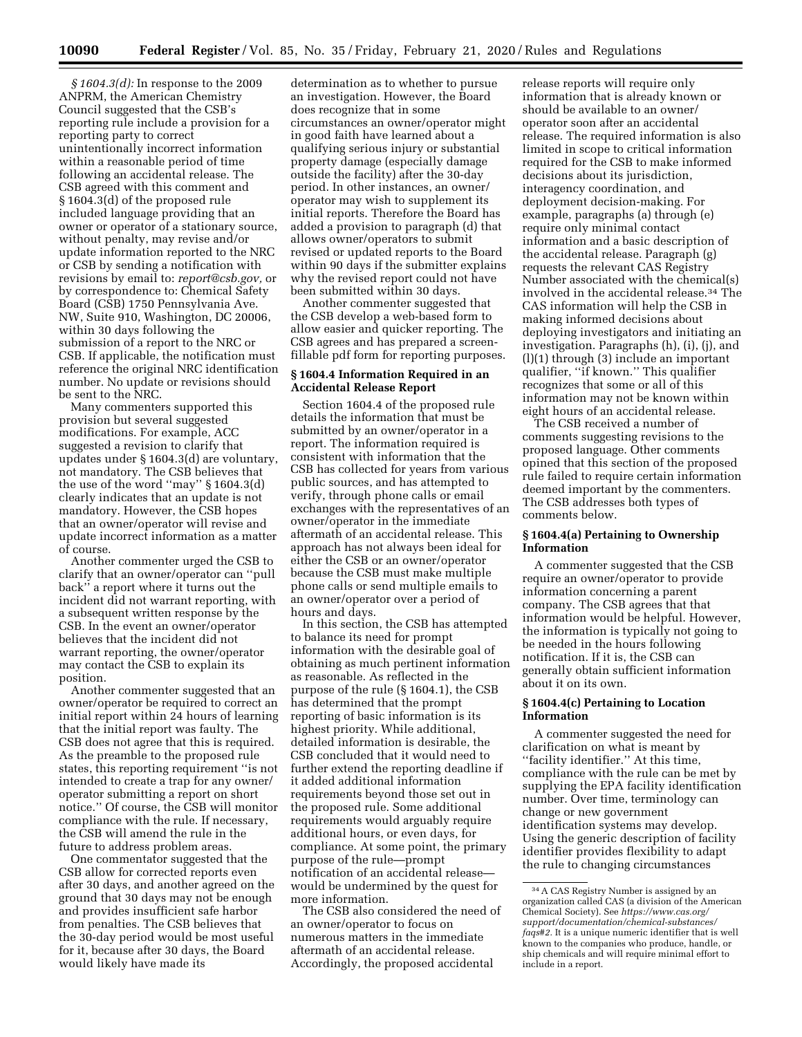*§ 1604.3(d):* In response to the 2009 ANPRM, the American Chemistry Council suggested that the CSB's reporting rule include a provision for a reporting party to correct unintentionally incorrect information within a reasonable period of time following an accidental release. The CSB agreed with this comment and § 1604.3(d) of the proposed rule included language providing that an owner or operator of a stationary source, without penalty, may revise and/or update information reported to the NRC or CSB by sending a notification with revisions by email to: *report@csb.gov,* or by correspondence to: Chemical Safety Board (CSB) 1750 Pennsylvania Ave. NW, Suite 910, Washington, DC 20006, within 30 days following the submission of a report to the NRC or CSB. If applicable, the notification must reference the original NRC identification number. No update or revisions should be sent to the NRC.

Many commenters supported this provision but several suggested modifications. For example, ACC suggested a revision to clarify that updates under § 1604.3(d) are voluntary, not mandatory. The CSB believes that the use of the word ''may'' § 1604.3(d) clearly indicates that an update is not mandatory. However, the CSB hopes that an owner/operator will revise and update incorrect information as a matter of course.

Another commenter urged the CSB to clarify that an owner/operator can ''pull back'' a report where it turns out the incident did not warrant reporting, with a subsequent written response by the CSB. In the event an owner/operator believes that the incident did not warrant reporting, the owner/operator may contact the CSB to explain its position.

Another commenter suggested that an owner/operator be required to correct an initial report within 24 hours of learning that the initial report was faulty. The CSB does not agree that this is required. As the preamble to the proposed rule states, this reporting requirement ''is not intended to create a trap for any owner/operator submitting a report on short notice.'' Of course, the CSB will monitor compliance with the rule. If necessary, the CSB will amend the rule in the future to address problem areas.

One commentator suggested that the CSB allow for corrected reports even after 30 days, and another agreed on the ground that 30 days may not be enough and provides insufficient safe harbor from penalties. The CSB believes that the 30-day period would be most useful for it, because after 30 days, the Board would likely have made its determination as to whether to pursue an investigation. However, the Board does recognize that in some circumstances an owner/operator might in good faith have learned about a qualifying serious injury or substantial property damage (especially damage outside the facility) after the 30-day period. In other instances, an owner/operator may wish to supplement its initial reports. Therefore the Board has added a provision to paragraph (d) that allows owner/operators to submit revised or updated reports to the Board within 90 days if the submitter explains why the revised report could not have been submitted within 30 days.

Another commenter suggested that the CSB develop a web-based form to allow easier and quicker reporting. The CSB agrees and has prepared a screen-fillable pdf form for reporting purposes.

### § 1604.4 Information Required in an Accidental Release Report

Section 1604.4 of the proposed rule details the information that must be submitted by an owner/operator in a report. The information required is consistent with information that the CSB has collected for years from various public sources, and has attempted to verify, through phone calls or email exchanges with the representatives of an owner/operator in the immediate aftermath of an accidental release. This approach has not always been ideal for either the CSB or an owner/operator because the CSB must make multiple phone calls or send multiple emails to an owner/operator over a period of hours and days.

In this section, the CSB has attempted to balance its need for prompt information with the desirable goal of obtaining as much pertinent information as reasonable. As reflected in the purpose of the rule (§ 1604.1), the CSB has determined that the prompt reporting of basic information is its highest priority. While additional, detailed information is desirable, the CSB concluded that it would need to further extend the reporting deadline if it added additional information requirements beyond those set out in the proposed rule. Some additional requirements would arguably require additional hours, or even days, for compliance. At some point, the primary purpose of the rule—prompt notification of an accidental release—would be undermined by the quest for more information.

The CSB also considered the need of an owner/operator to focus on numerous matters in the immediate aftermath of an accidental release. Accordingly, the proposed accidental release reports will require only information that is already known or should be available to an owner/operator soon after an accidental release. The required information is also limited in scope to critical information required for the CSB to make informed decisions about its jurisdiction, interagency coordination, and deployment decision-making. For example, paragraphs (a) through (e) require only minimal contact information and a basic description of the accidental release. Paragraph (g) requests the relevant CAS Registry Number associated with the chemical(s) involved in the accidental release.[34] The CAS information will help the CSB in making informed decisions about deploying investigators and initiating an investigation. Paragraphs (h), (i), (j), and (l)(1) through (3) include an important qualifier, ''if known.'' This qualifier recognizes that some or all of this information may not be known within eight hours of an accidental release.

The CSB received a number of comments suggesting revisions to the proposed language. Other comments opined that this section of the proposed rule failed to require certain information deemed important by the commenters. The CSB addresses both types of comments below.

### § 1604.4(a) Pertaining to Ownership Information

A commenter suggested that the CSB require an owner/operator to provide information concerning a parent company. The CSB agrees that that information would be helpful. However, the information is typically not going to be needed in the hours following notification. If it is, the CSB can generally obtain sufficient information about it on its own.

### § 1604.4(c) Pertaining to Location Information

A commenter suggested the need for clarification on what is meant by ''facility identifier.'' At this time, compliance with the rule can be met by supplying the EPA facility identification number. Over time, terminology can change or new government identification systems may develop. Using the generic description of facility identifier provides flexibility to adapt the rule to changing circumstances

[34] A CAS Registry Number is assigned by an organization called CAS (a division of the American Chemical Society). See *https://www.cas.org/support/documentation/chemical-substances/faqs#2.* It is a unique numeric identifier that is well known to the companies who produce, handle, or ship chemicals and will require minimal effort to include in a report.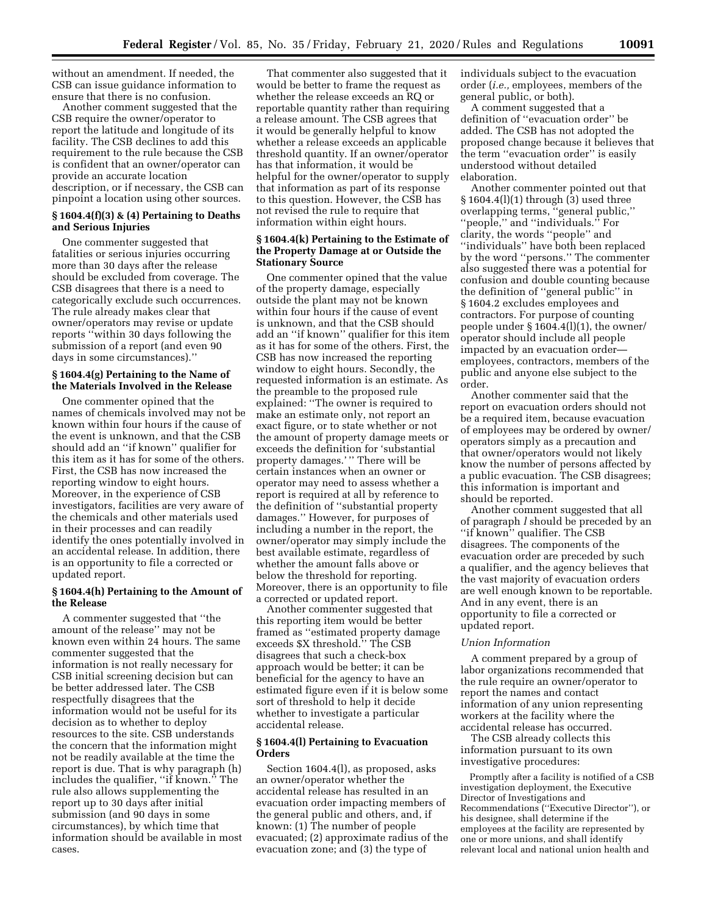without an amendment. If needed, the CSB can issue guidance information to ensure that there is no confusion.

Another comment suggested that the CSB require the owner/operator to report the latitude and longitude of its facility. The CSB declines to add this requirement to the rule because the CSB is confident that an owner/operator can provide an accurate location description, or if necessary, the CSB can pinpoint a location using other sources.

### § 1604.4(f)(3) & (4) Pertaining to Deaths and Serious Injuries

One commenter suggested that fatalities or serious injuries occurring more than 30 days after the release should be excluded from coverage. The CSB disagrees that there is a need to categorically exclude such occurrences. The rule already makes clear that owner/operators may revise or update reports "within 30 days following the submission of a report (and even 90 days in some circumstances)."

### § 1604.4(g) Pertaining to the Name of the Materials Involved in the Release

One commenter opined that the names of chemicals involved may not be known within four hours if the cause of the event is unknown, and that the CSB should add an "if known" qualifier for this item as it has for some of the others. First, the CSB has now increased the reporting window to eight hours. Moreover, in the experience of CSB investigators, facilities are very aware of the chemicals and other materials used in their processes and can readily identify the ones potentially involved in an accidental release. In addition, there is an opportunity to file a corrected or updated report.

### § 1604.4(h) Pertaining to the Amount of the Release

A commenter suggested that "the amount of the release" may not be known even within 24 hours. The same commenter suggested that the information is not really necessary for CSB initial screening decision but can be better addressed later. The CSB respectfully disagrees that the information would not be useful for its decision as to whether to deploy resources to the site. CSB understands the concern that the information might not be readily available at the time the report is due. That is why paragraph (h) includes the qualifier, "if known." The rule also allows supplementing the report up to 30 days after initial submission (and 90 days in some circumstances), by which time that information should be available in most cases.

That commenter also suggested that it would be better to frame the request as whether the release exceeds an RQ or reportable quantity rather than requiring a release amount. The CSB agrees that it would be generally helpful to know whether a release exceeds an applicable threshold quantity. If an owner/operator has that information, it would be helpful for the owner/operator to supply that information as part of its response to this question. However, the CSB has not revised the rule to require that information within eight hours.

### § 1604.4(k) Pertaining to the Estimate of the Property Damage at or Outside the Stationary Source

One commenter opined that the value of the property damage, especially outside the plant may not be known within four hours if the cause of event is unknown, and that the CSB should add an "if known" qualifier for this item as it has for some of the others. First, the CSB has now increased the reporting window to eight hours. Secondly, the requested information is an estimate. As the preamble to the proposed rule explained: "The owner is required to make an estimate only, not report an exact figure, or to state whether or not the amount of property damage meets or exceeds the definition for 'substantial property damages.'" There will be certain instances when an owner or operator may need to assess whether a report is required at all by reference to the definition of "substantial property damages." However, for purposes of including a number in the report, the owner/operator may simply include the best available estimate, regardless of whether the amount falls above or below the threshold for reporting. Moreover, there is an opportunity to file a corrected or updated report.

Another commenter suggested that this reporting item would be better framed as "estimated property damage exceeds $X threshold." The CSB disagrees that such a check-box approach would be better; it can be beneficial for the agency to have an estimated figure even if it is below some sort of threshold to help it decide whether to investigate a particular accidental release.

### § 1604.4(l) Pertaining to Evacuation Orders

Section 1604.4(l), as proposed, asks an owner/operator whether the accidental release has resulted in an evacuation order impacting members of the general public and others, and, if known: (1) The number of people evacuated; (2) approximate radius of the evacuation zone; and (3) the type of individuals subject to the evacuation order (*i.e.,* employees, members of the general public, or both).

A comment suggested that a definition of "evacuation order" be added. The CSB has not adopted the proposed change because it believes that the term "evacuation order" is easily understood without detailed elaboration.

Another commenter pointed out that § 1604.4(l)(1) through (3) used three overlapping terms, "general public," "people," and "individuals." For clarity, the words "people" and "individuals" have both been replaced by the word "persons." The commenter also suggested there was a potential for confusion and double counting because the definition of "general public" in § 1604.2 excludes employees and contractors. For purpose of counting people under § 1604.4(l)(1), the owner/operator should include all people impacted by an evacuation order—employees, contractors, members of the public and anyone else subject to the order.

Another commenter said that the report on evacuation orders should not be a required item, because evacuation of employees may be ordered by owner/operators simply as a precaution and that owner/operators would not likely know the number of persons affected by a public evacuation. The CSB disagrees; this information is important and should be reported.

Another comment suggested that all of paragraph *l* should be preceded by an "if known" qualifier. The CSB disagrees. The components of the evacuation order are preceded by such a qualifier, and the agency believes that the vast majority of evacuation orders are well enough known to be reportable. And in any event, there is an opportunity to file a corrected or updated report.

#### *Union Information*

A comment prepared by a group of labor organizations recommended that the rule require an owner/operator to report the names and contact information of any union representing workers at the facility where the accidental release has occurred.

The CSB already collects this information pursuant to its own investigative procedures:

> Promptly after a facility is notified of a CSB investigation deployment, the Executive Director of Investigations and Recommendations ("Executive Director"), or his designee, shall determine if the employees at the facility are represented by one or more unions, and shall identify relevant local and national union health and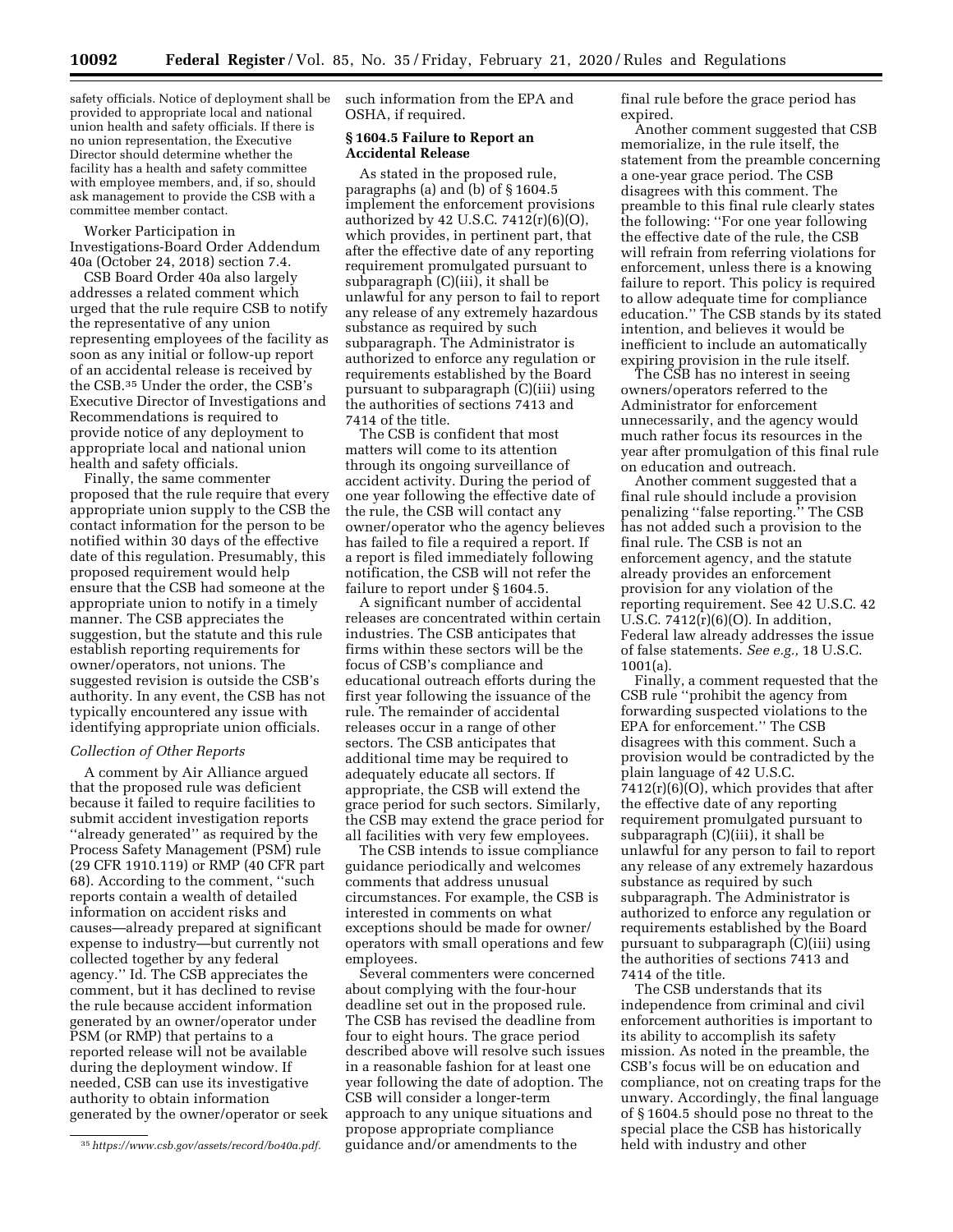safety officials. Notice of deployment shall be provided to appropriate local and national union health and safety officials. If there is no union representation, the Executive Director should determine whether the facility has a health and safety committee with employee members, and, if so, should ask management to provide the CSB with a committee member contact.

Worker Participation in Investigations-Board Order Addendum 40a (October 24, 2018) section 7.4.

CSB Board Order 40a also largely addresses a related comment which urged that the rule require CSB to notify the representative of any union representing employees of the facility as soon as any initial or follow-up report of an accidental release is received by the CSB.[35] Under the order, the CSB's Executive Director of Investigations and Recommendations is required to provide notice of any deployment to appropriate local and national union health and safety officials.

Finally, the same commenter proposed that the rule require that every appropriate union supply to the CSB the contact information for the person to be notified within 30 days of the effective date of this regulation. Presumably, this proposed requirement would help ensure that the CSB had someone at the appropriate union to notify in a timely manner. The CSB appreciates the suggestion, but the statute and this rule establish reporting requirements for owner/operators, not unions. The suggested revision is outside the CSB's authority. In any event, the CSB has not typically encountered any issue with identifying appropriate union officials.

*Collection of Other Reports*

A comment by Air Alliance argued that the proposed rule was deficient because it failed to require facilities to submit accident investigation reports "already generated" as required by the Process Safety Management (PSM) rule (29 CFR 1910.119) or RMP (40 CFR part 68). According to the comment, "such reports contain a wealth of detailed information on accident risks and causes—already prepared at significant expense to industry—but currently not collected together by any federal agency." Id. The CSB appreciates the comment, but it has declined to revise the rule because accident information generated by an owner/operator under PSM (or RMP) that pertains to a reported release will not be available during the deployment window. If needed, CSB can use its investigative authority to obtain information generated by the owner/operator or seek such information from the EPA and OSHA, if required.

**§ 1604.5 Failure to Report an Accidental Release**

As stated in the proposed rule, paragraphs (a) and (b) of § 1604.5 implement the enforcement provisions authorized by 42 U.S.C. 7412(r)(6)(O), which provides, in pertinent part, that after the effective date of any reporting requirement promulgated pursuant to subparagraph (C)(iii), it shall be unlawful for any person to fail to report any release of any extremely hazardous substance as required by such subparagraph. The Administrator is authorized to enforce any regulation or requirements established by the Board pursuant to subparagraph (C)(iii) using the authorities of sections 7413 and 7414 of the title.

The CSB is confident that most matters will come to its attention through its ongoing surveillance of accident activity. During the period of one year following the effective date of the rule, the CSB will contact any owner/operator who the agency believes has failed to file a required a report. If a report is filed immediately following notification, the CSB will not refer the failure to report under § 1604.5.

A significant number of accidental releases are concentrated within certain industries. The CSB anticipates that firms within these sectors will be the focus of CSB's compliance and educational outreach efforts during the first year following the issuance of the rule. The remainder of accidental releases occur in a range of other sectors. The CSB anticipates that additional time may be required to adequately educate all sectors. If appropriate, the CSB will extend the grace period for such sectors. Similarly, the CSB may extend the grace period for all facilities with very few employees.

The CSB intends to issue compliance guidance periodically and welcomes comments that address unusual circumstances. For example, the CSB is interested in comments on what exceptions should be made for owner/operators with small operations and few employees.

Several commenters were concerned about complying with the four-hour deadline set out in the proposed rule. The CSB has revised the deadline from four to eight hours. The grace period described above will resolve such issues in a reasonable fashion for at least one year following the date of adoption. The CSB will consider a longer-term approach to any unique situations and propose appropriate compliance guidance and/or amendments to the final rule before the grace period has expired.

Another comment suggested that CSB memorialize, in the rule itself, the statement from the preamble concerning a one-year grace period. The CSB disagrees with this comment. The preamble to this final rule clearly states the following: "For one year following the effective date of the rule, the CSB will refrain from referring violations for enforcement, unless there is a knowing failure to report. This policy is required to allow adequate time for compliance education." The CSB stands by its stated intention, and believes it would be inefficient to include an automatically expiring provision in the rule itself.

The CSB has no interest in seeing owners/operators referred to the Administrator for enforcement unnecessarily, and the agency would much rather focus its resources in the year after promulgation of this final rule on education and outreach.

Another comment suggested that a final rule should include a provision penalizing "false reporting." The CSB has not added such a provision to the final rule. The CSB is not an enforcement agency, and the statute already provides an enforcement provision for any violation of the reporting requirement. See 42 U.S.C. 42 U.S.C. 7412(r)(6)(O). In addition, Federal law already addresses the issue of false statements. *See e.g.,* 18 U.S.C. 1001(a).

Finally, a comment requested that the CSB rule "prohibit the agency from forwarding suspected violations to the EPA for enforcement." The CSB disagrees with this comment. Such a provision would be contradicted by the plain language of 42 U.S.C. 7412(r)(6)(O), which provides that after the effective date of any reporting requirement promulgated pursuant to subparagraph (C)(iii), it shall be unlawful for any person to fail to report any release of any extremely hazardous substance as required by such subparagraph. The Administrator is authorized to enforce any regulation or requirements established by the Board pursuant to subparagraph (C)(iii) using the authorities of sections 7413 and 7414 of the title.

The CSB understands that its independence from criminal and civil enforcement authorities is important to its ability to accomplish its safety mission. As noted in the preamble, the CSB's focus will be on education and compliance, not on creating traps for the unwary. Accordingly, the final language of § 1604.5 should pose no threat to the special place the CSB has historically held with industry and other

[35] *https://www.csb.gov/assets/record/bo40a.pdf.*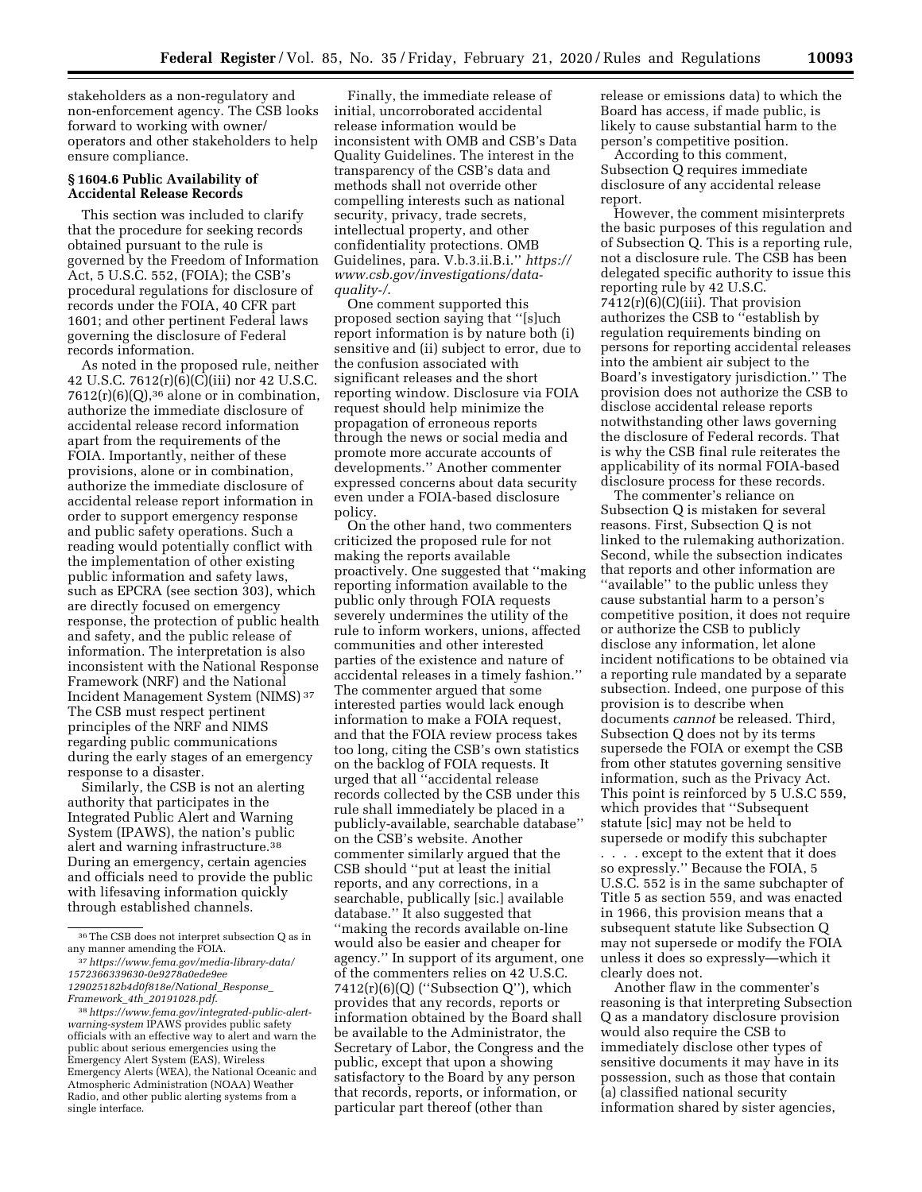stakeholders as a non-regulatory and non-enforcement agency. The CSB looks forward to working with owner/operators and other stakeholders to help ensure compliance.

### § 1604.6 Public Availability of Accidental Release Records

This section was included to clarify that the procedure for seeking records obtained pursuant to the rule is governed by the Freedom of Information Act, 5 U.S.C. 552, (FOIA); the CSB's procedural regulations for disclosure of records under the FOIA, 40 CFR part 1601; and other pertinent Federal laws governing the disclosure of Federal records information.

As noted in the proposed rule, neither 42 U.S.C. 7612(r)(6)(C)(iii) nor 42 U.S.C. 7612(r)(6)(Q),[36] alone or in combination, authorize the immediate disclosure of accidental release record information apart from the requirements of the FOIA. Importantly, neither of these provisions, alone or in combination, authorize the immediate disclosure of accidental release report information in order to support emergency response and public safety operations. Such a reading would potentially conflict with the implementation of other existing public information and safety laws, such as EPCRA (see section 303), which are directly focused on emergency response, the protection of public health and safety, and the public release of information. The interpretation is also inconsistent with the National Response Framework (NRF) and the National Incident Management System (NIMS)[37] The CSB must respect pertinent principles of the NRF and NIMS regarding public communications during the early stages of an emergency response to a disaster.

Similarly, the CSB is not an alerting authority that participates in the Integrated Public Alert and Warning System (IPAWS), the nation's public alert and warning infrastructure.[38] During an emergency, certain agencies and officials need to provide the public with lifesaving information quickly through established channels.

Finally, the immediate release of initial, uncorroborated accidental release information would be inconsistent with OMB and CSB's Data Quality Guidelines. The interest in the transparency of the CSB's data and methods shall not override other compelling interests such as national security, privacy, trade secrets, intellectual property, and other confidentiality protections. OMB Guidelines, para. V.b.3.ii.B.i.'' *https://www.csb.gov/investigations/data-quality-/.*

One comment supported this proposed section saying that ''[s]uch report information is by nature both (i) sensitive and (ii) subject to error, due to the confusion associated with significant releases and the short reporting window. Disclosure via FOIA request should help minimize the propagation of erroneous reports through the news or social media and promote more accurate accounts of developments.'' Another commenter expressed concerns about data security even under a FOIA-based disclosure policy.

On the other hand, two commenters criticized the proposed rule for not making the reports available proactively. One suggested that ''making reporting information available to the public only through FOIA requests severely undermines the utility of the rule to inform workers, unions, affected communities and other interested parties of the existence and nature of accidental releases in a timely fashion.'' The commenter argued that some interested parties would lack enough information to make a FOIA request, and that the FOIA review process takes too long, citing the CSB's own statistics on the backlog of FOIA requests. It urged that all ''accidental release records collected by the CSB under this rule shall immediately be placed in a publicly-available, searchable database'' on the CSB's website. Another commenter similarly argued that the CSB should ''put at least the initial reports, and any corrections, in a searchable, publically [sic.] available database.'' It also suggested that ''making the records available on-line would also be easier and cheaper for agency.'' In support of its argument, one of the commenters relies on 42 U.S.C. 7412(r)(6)(Q) (''Subsection Q''), which provides that any records, reports or information obtained by the Board shall be available to the Administrator, the Secretary of Labor, the Congress and the public, except that upon a showing satisfactory to the Board by any person that records, reports, or information, or particular part thereof (other than release or emissions data) to which the Board has access, if made public, is likely to cause substantial harm to the person's competitive position.

According to this comment, Subsection Q requires immediate disclosure of any accidental release report.

However, the comment misinterprets the basic purposes of this regulation and of Subsection Q. This is a reporting rule, not a disclosure rule. The CSB has been delegated specific authority to issue this reporting rule by 42 U.S.C. 7412(r)(6)(C)(iii). That provision authorizes the CSB to ''establish by regulation requirements binding on persons for reporting accidental releases into the ambient air subject to the Board's investigatory jurisdiction.'' The provision does not authorize the CSB to disclose accidental release reports notwithstanding other laws governing the disclosure of Federal records. That is why the CSB final rule reiterates the applicability of its normal FOIA-based disclosure process for these records.

The commenter's reliance on Subsection Q is mistaken for several reasons. First, Subsection Q is not linked to the rulemaking authorization. Second, while the subsection indicates that reports and other information are ''available'' to the public unless they cause substantial harm to a person's competitive position, it does not require or authorize the CSB to publicly disclose any information, let alone incident notifications to be obtained via a reporting rule mandated by a separate subsection. Indeed, one purpose of this provision is to describe when documents *cannot* be released. Third, Subsection Q does not by its terms supersede the FOIA or exempt the CSB from other statutes governing sensitive information, such as the Privacy Act. This point is reinforced by 5 U.S.C 559, which provides that ''Subsequent statute [sic] may not be held to supersede or modify this subchapter . . . . except to the extent that it does so expressly.'' Because the FOIA, 5 U.S.C. 552 is in the same subchapter of Title 5 as section 559, and was enacted in 1966, this provision means that a subsequent statute like Subsection Q may not supersede or modify the FOIA unless it does so expressly—which it clearly does not.

Another flaw in the commenter's reasoning is that interpreting Subsection Q as a mandatory disclosure provision would also require the CSB to immediately disclose other types of sensitive documents it may have in its possession, such as those that contain (a) classified national security information shared by sister agencies,

---

[36] The CSB does not interpret subsection Q as in any manner amending the FOIA.

[37] *https://www.fema.gov/media-library-data/1572366339630-0e9278a0ede9ee129025182b4d0f818e/National_Response_Framework_4th_20191028.pdf.*

[38] *https://www.fema.gov/integrated-public-alert-warning-system* IPAWS provides public safety officials with an effective way to alert and warn the public about serious emergencies using the Emergency Alert System (EAS), Wireless Emergency Alerts (WEA), the National Oceanic and Atmospheric Administration (NOAA) Weather Radio, and other public alerting systems from a single interface.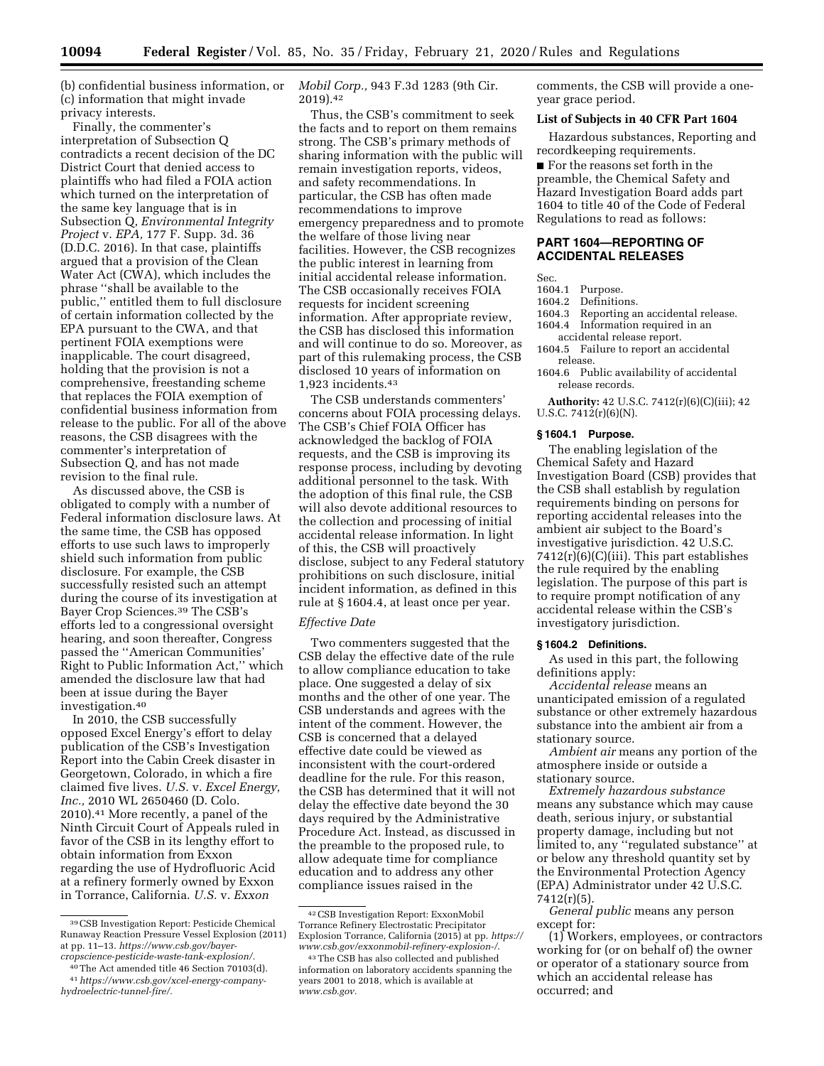(b) confidential business information, or (c) information that might invade privacy interests.

Finally, the commenter's interpretation of Subsection Q contradicts a recent decision of the DC District Court that denied access to plaintiffs who had filed a FOIA action which turned on the interpretation of the same key language that is in Subsection Q, *Environmental Integrity Project* v. *EPA,* 177 F. Supp. 3d. 36 (D.D.C. 2016). In that case, plaintiffs argued that a provision of the Clean Water Act (CWA), which includes the phrase ''shall be available to the public,'' entitled them to full disclosure of certain information collected by the EPA pursuant to the CWA, and that pertinent FOIA exemptions were inapplicable. The court disagreed, holding that the provision is not a comprehensive, freestanding scheme that replaces the FOIA exemption of confidential business information from release to the public. For all of the above reasons, the CSB disagrees with the commenter's interpretation of Subsection Q, and has not made revision to the final rule.

As discussed above, the CSB is obligated to comply with a number of Federal information disclosure laws. At the same time, the CSB has opposed efforts to use such laws to improperly shield such information from public disclosure. For example, the CSB successfully resisted such an attempt during the course of its investigation at Bayer Crop Sciences.[39] The CSB's efforts led to a congressional oversight hearing, and soon thereafter, Congress passed the ''American Communities' Right to Public Information Act,'' which amended the disclosure law that had been at issue during the Bayer investigation.[40]

In 2010, the CSB successfully opposed Excel Energy's effort to delay publication of the CSB's Investigation Report into the Cabin Creek disaster in Georgetown, Colorado, in which a fire claimed five lives. *U.S.* v. *Excel Energy, Inc.,* 2010 WL 2650460 (D. Colo. 2010).[41] More recently, a panel of the Ninth Circuit Court of Appeals ruled in favor of the CSB in its lengthy effort to obtain information from Exxon regarding the use of Hydrofluoric Acid at a refinery formerly owned by Exxon in Torrance, California. *U.S.* v. *Exxon Mobil Corp.,* 943 F.3d 1283 (9th Cir. 2019).[42]

Thus, the CSB's commitment to seek the facts and to report on them remains strong. The CSB's primary methods of sharing information with the public will remain investigation reports, videos, and safety recommendations. In particular, the CSB has often made recommendations to improve emergency preparedness and to promote the welfare of those living near facilities. However, the CSB recognizes the public interest in learning from initial accidental release information. The CSB occasionally receives FOIA requests for incident screening information. After appropriate review, the CSB has disclosed this information and will continue to do so. Moreover, as part of this rulemaking process, the CSB disclosed 10 years of information on 1,923 incidents.[43]

The CSB understands commenters' concerns about FOIA processing delays. The CSB's Chief FOIA Officer has acknowledged the backlog of FOIA requests, and the CSB is improving its response process, including by devoting additional personnel to the task. With the adoption of this final rule, the CSB will also devote additional resources to the collection and processing of initial accidental release information. In light of this, the CSB will proactively disclose, subject to any Federal statutory prohibitions on such disclosure, initial incident information, as defined in this rule at § 1604.4, at least once per year.

*Effective Date*

Two commenters suggested that the CSB delay the effective date of the rule to allow compliance education to take place. One suggested a delay of six months and the other of one year. The CSB understands and agrees with the intent of the comment. However, the CSB is concerned that a delayed effective date could be viewed as inconsistent with the court-ordered deadline for the rule. For this reason, the CSB has determined that it will not delay the effective date beyond the 30 days required by the Administrative Procedure Act. Instead, as discussed in the preamble to the proposed rule, to allow adequate time for compliance education and to address any other compliance issues raised in the comments, the CSB will provide a one-year grace period.

**List of Subjects in 40 CFR Part 1604**

Hazardous substances, Reporting and recordkeeping requirements.

■ For the reasons set forth in the preamble, the Chemical Safety and Hazard Investigation Board adds part 1604 to title 40 of the Code of Federal Regulations to read as follows:

## PART 1604—REPORTING OF ACCIDENTAL RELEASES

Sec.
1604.1 Purpose.
1604.2 Definitions.
1604.3 Reporting an accidental release.
1604.4 Information required in an accidental release report.
1604.5 Failure to report an accidental release.
1604.6 Public availability of accidental release records.

**Authority:** 42 U.S.C. 7412(r)(6)(C)(iii); 42 U.S.C. 7412(r)(6)(N).

### § 1604.1 Purpose.

The enabling legislation of the Chemical Safety and Hazard Investigation Board (CSB) provides that the CSB shall establish by regulation requirements binding on persons for reporting accidental releases into the ambient air subject to the Board's investigative jurisdiction. 42 U.S.C. 7412(r)(6)(C)(iii). This part establishes the rule required by the enabling legislation. The purpose of this part is to require prompt notification of any accidental release within the CSB's investigatory jurisdiction.

### § 1604.2 Definitions.

As used in this part, the following definitions apply:

*Accidental release* means an unanticipated emission of a regulated substance or other extremely hazardous substance into the ambient air from a stationary source.

*Ambient air* means any portion of the atmosphere inside or outside a stationary source.

*Extremely hazardous substance* means any substance which may cause death, serious injury, or substantial property damage, including but not limited to, any ''regulated substance'' at or below any threshold quantity set by the Environmental Protection Agency (EPA) Administrator under 42 U.S.C. 7412(r)(5).

*General public* means any person except for:

(1) Workers, employees, or contractors working for (or on behalf of) the owner or operator of a stationary source from which an accidental release has occurred; and

---

[39] CSB Investigation Report: Pesticide Chemical Runaway Reaction Pressure Vessel Explosion (2011) at pp. 11–13. *https://www.csb.gov/bayer-cropscience-pesticide-waste-tank-explosion/.*

[40] The Act amended title 46 Section 70103(d).

[41] *https://www.csb.gov/xcel-energy-company-hydroelectric-tunnel-fire/.*

[42] CSB Investigation Report: ExxonMobil Torrance Refinery Electrostatic Precipitator Explosion Torrance, California (2015) at pp. *https://www.csb.gov/exxonmobil-refinery-explosion-/.*

[43] The CSB has also collected and published information on laboratory accidents spanning the years 2001 to 2018, which is available at *www.csb.gov.*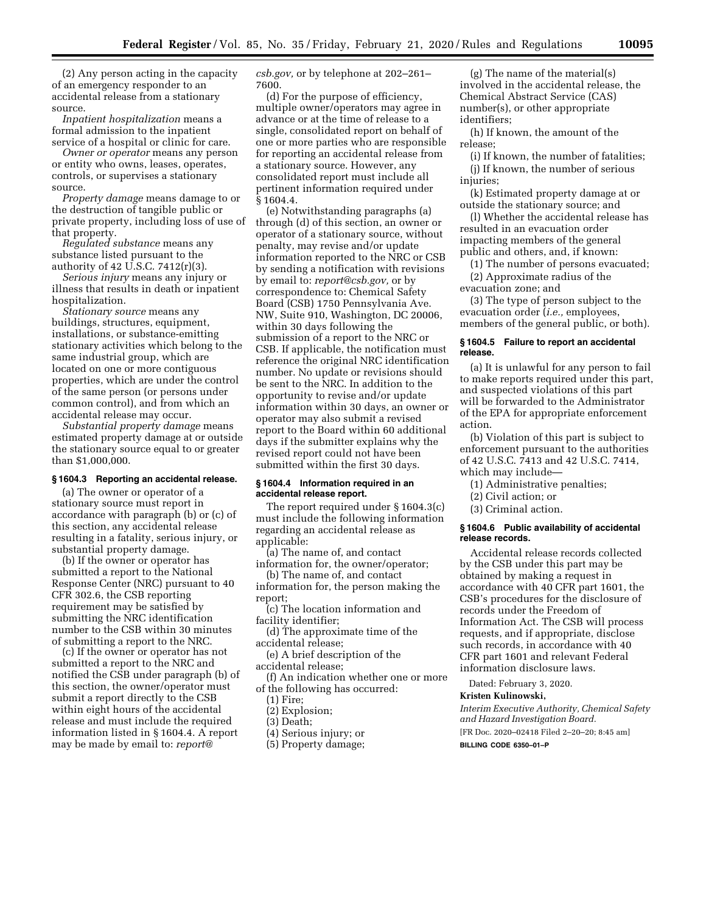(2) Any person acting in the capacity of an emergency responder to an accidental release from a stationary source.

*Inpatient hospitalization* means a formal admission to the inpatient service of a hospital or clinic for care.

*Owner or operator* means any person or entity who owns, leases, operates, controls, or supervises a stationary source.

*Property damage* means damage to or the destruction of tangible public or private property, including loss of use of that property.

*Regulated substance* means any substance listed pursuant to the authority of 42 U.S.C. 7412(r)(3).

*Serious injury* means any injury or illness that results in death or inpatient hospitalization.

*Stationary source* means any buildings, structures, equipment, installations, or substance-emitting stationary activities which belong to the same industrial group, which are located on one or more contiguous properties, which are under the control of the same person (or persons under common control), and from which an accidental release may occur.

*Substantial property damage* means estimated property damage at or outside the stationary source equal to or greater than $1,000,000.

### § 1604.3 Reporting an accidental release.

(a) The owner or operator of a stationary source must report in accordance with paragraph (b) or (c) of this section, any accidental release resulting in a fatality, serious injury, or substantial property damage.

(b) If the owner or operator has submitted a report to the National Response Center (NRC) pursuant to 40 CFR 302.6, the CSB reporting requirement may be satisfied by submitting the NRC identification number to the CSB within 30 minutes of submitting a report to the NRC.

(c) If the owner or operator has not submitted a report to the NRC and notified the CSB under paragraph (b) of this section, the owner/operator must submit a report directly to the CSB within eight hours of the accidental release and must include the required information listed in § 1604.4. A report may be made by email to: *report@csb.gov,* or by telephone at 202–261–7600.

(d) For the purpose of efficiency, multiple owner/operators may agree in advance or at the time of release to a single, consolidated report on behalf of one or more parties who are responsible for reporting an accidental release from a stationary source. However, any consolidated report must include all pertinent information required under § 1604.4.

(e) Notwithstanding paragraphs (a) through (d) of this section, an owner or operator of a stationary source, without penalty, may revise and/or update information reported to the NRC or CSB by sending a notification with revisions by email to: *report@csb.gov,* or by correspondence to: Chemical Safety Board (CSB) 1750 Pennsylvania Ave. NW, Suite 910, Washington, DC 20006, within 30 days following the submission of a report to the NRC or CSB. If applicable, the notification must reference the original NRC identification number. No update or revisions should be sent to the NRC. In addition to the opportunity to revise and/or update information within 30 days, an owner or operator may also submit a revised report to the Board within 60 additional days if the submitter explains why the revised report could not have been submitted within the first 30 days.

### § 1604.4 Information required in an accidental release report.

The report required under § 1604.3(c) must include the following information regarding an accidental release as applicable:

(a) The name of, and contact information for, the owner/operator;

(b) The name of, and contact information for, the person making the report;

(c) The location information and facility identifier;

(d) The approximate time of the accidental release;

(e) A brief description of the accidental release;

(f) An indication whether one or more of the following has occurred:

(1) Fire;

(2) Explosion;

(3) Death;

(4) Serious injury; or

(5) Property damage;

(g) The name of the material(s) involved in the accidental release, the Chemical Abstract Service (CAS) number(s), or other appropriate identifiers;

(h) If known, the amount of the release;

(i) If known, the number of fatalities;

(j) If known, the number of serious injuries;

(k) Estimated property damage at or outside the stationary source; and

(l) Whether the accidental release has resulted in an evacuation order impacting members of the general public and others, and, if known:

(1) The number of persons evacuated;

(2) Approximate radius of the evacuation zone; and

(3) The type of person subject to the evacuation order (*i.e.,* employees, members of the general public, or both).

### § 1604.5 Failure to report an accidental release.

(a) It is unlawful for any person to fail to make reports required under this part, and suspected violations of this part will be forwarded to the Administrator of the EPA for appropriate enforcement action.

(b) Violation of this part is subject to enforcement pursuant to the authorities of 42 U.S.C. 7413 and 42 U.S.C. 7414, which may include—

(1) Administrative penalties;

(2) Civil action; or

(3) Criminal action.

### § 1604.6 Public availability of accidental release records.

Accidental release records collected by the CSB under this part may be obtained by making a request in accordance with 40 CFR part 1601, the CSB's procedures for the disclosure of records under the Freedom of Information Act. The CSB will process requests, and if appropriate, disclose such records, in accordance with 40 CFR part 1601 and relevant Federal information disclosure laws.

Dated: February 3, 2020.

**Kristen Kulinowski,**

*Interim Executive Authority, Chemical Safety and Hazard Investigation Board.*

[FR Doc. 2020–02418 Filed 2–20–20; 8:45 am]

**BILLING CODE 6350–01–P**